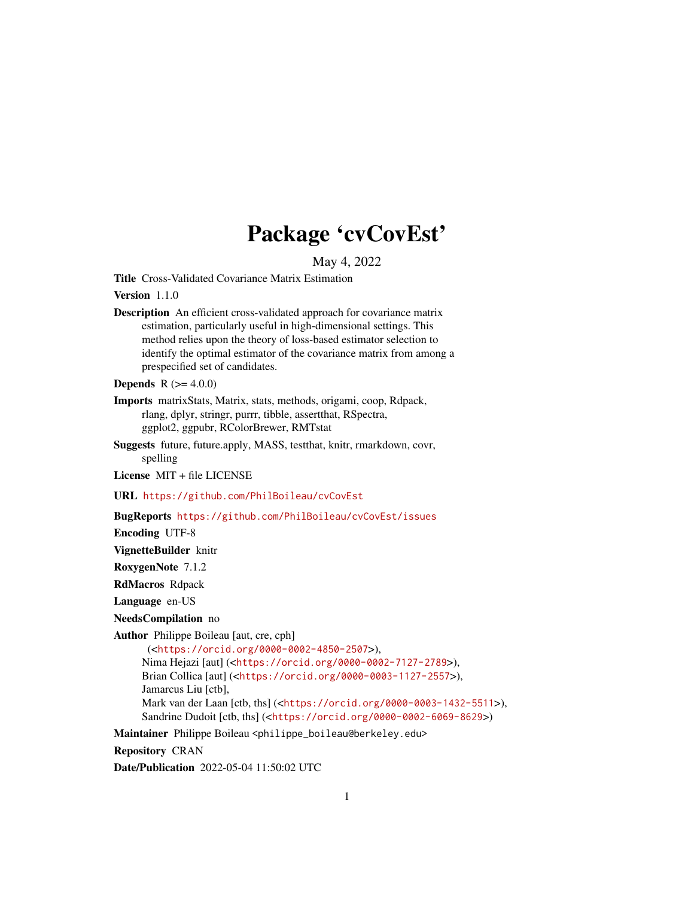# Package 'cvCovEst'

May 4, 2022

**Title** Cross-Validated Covariance Matrix Estimation

**Version** 1.1.0

**Description** An efficient cross-validated approach for covariance matrix estimation, particularly useful in high-dimensional settings. This method relies upon the theory of loss-based estimator selection to identify the optimal estimator of the covariance matrix from among a prespecified set of candidates.

**Depends** R (>= 4.0.0)

**Imports** matrixStats, Matrix, stats, methods, origami, coop, Rdpack, rlang, dplyr, stringr, purrr, tibble, assertthat, RSpectra, ggplot2, ggpubr, RColorBrewer, RMTstat

**Suggests** future, future.apply, MASS, testthat, knitr, rmarkdown, covr, spelling

**License** MIT + file LICENSE

**URL** https://github.com/PhilBoileau/cvCovEst

**BugReports** https://github.com/PhilBoileau/cvCovEst/issues

**Encoding** UTF-8

**VignetteBuilder** knitr

**RoxygenNote** 7.1.2

**RdMacros** Rdpack

**Language** en-US

**NeedsCompilation** no

**Author** Philippe Boileau [aut, cre, cph] (<https://orcid.org/0000-0002-4850-2507>), Nima Hejazi [aut] (<https://orcid.org/0000-0002-7127-2789>), Brian Collica [aut] (<https://orcid.org/0000-0003-1127-2557>), Jamarcus Liu [ctb], Mark van der Laan [ctb, ths] (<https://orcid.org/0000-0003-1432-5511>), Sandrine Dudoit [ctb, ths] (<https://orcid.org/0000-0002-6069-8629>)

**Maintainer** Philippe Boileau <philippe_boileau@berkeley.edu>

**Repository** CRAN

**Date/Publication** 2022-05-04 11:50:02 UTC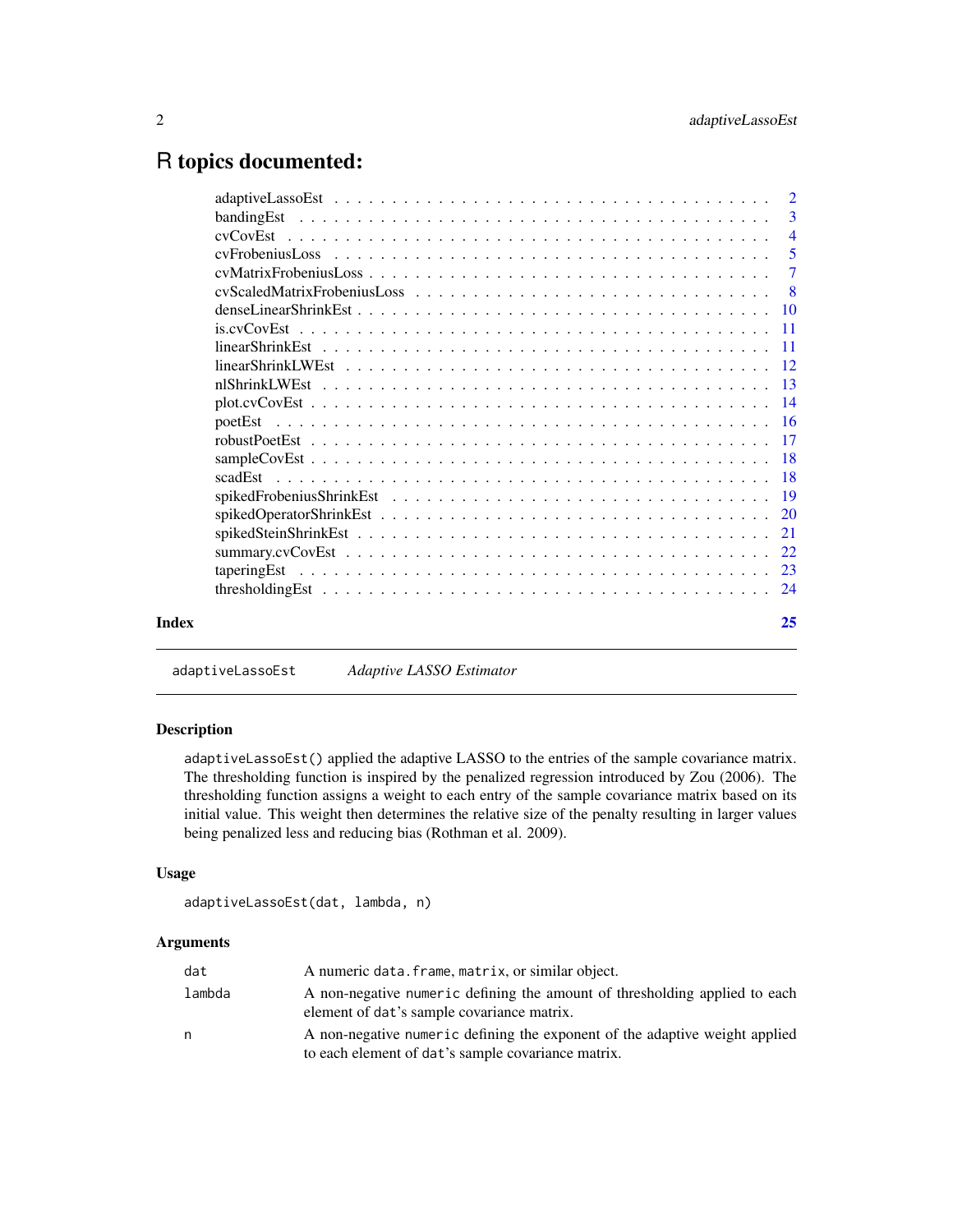# R topics documented:

| | |
|---|---|
| adaptiveLassoEst | 2 |
| bandingEst | 3 |
| cvCovEst | 4 |
| cvFrobeniusLoss | 5 |
| cvMatrixFrobeniusLoss | 7 |
| cvScaledMatrixFrobeniusLoss | 8 |
| denseLinearShrinkEst | 10 |
| is.cvCovEst | 11 |
| linearShrinkEst | 11 |
| linearShrinkLWEst | 12 |
| nlShrinkLWEst | 13 |
| plot.cvCovEst | 14 |
| poetEst | 16 |
| robustPoetEst | 17 |
| sampleCovEst | 18 |
| scadEst | 18 |
| spikedFrobeniusShrinkEst | 19 |
| spikedOperatorShrinkEst | 20 |
| spikedSteinShrinkEst | 21 |
| summary.cvCovEst | 22 |
| taperingEst | 23 |
| thresholdingEst | 24 |
| **Index** | **25** |

---

## adaptiveLassoEst    *Adaptive LASSO Estimator*

### Description

`adaptiveLassoEst()` applied the adaptive LASSO to the entries of the sample covariance matrix. The thresholding function is inspired by the penalized regression introduced by Zou (2006). The thresholding function assigns a weight to each entry of the sample covariance matrix based on its initial value. This weight then determines the relative size of the penalty resulting in larger values being penalized less and reducing bias (Rothman et al. 2009).

### Usage

```
adaptiveLassoEst(dat, lambda, n)
```

### Arguments

| | |
|---|---|
| `dat` | A numeric `data.frame`, `matrix`, or similar object. |
| `lambda` | A non-negative `numeric` defining the amount of thresholding applied to each element of `dat`'s sample covariance matrix. |
| `n` | A non-negative `numeric` defining the exponent of the adaptive weight applied to each element of `dat`'s sample covariance matrix. |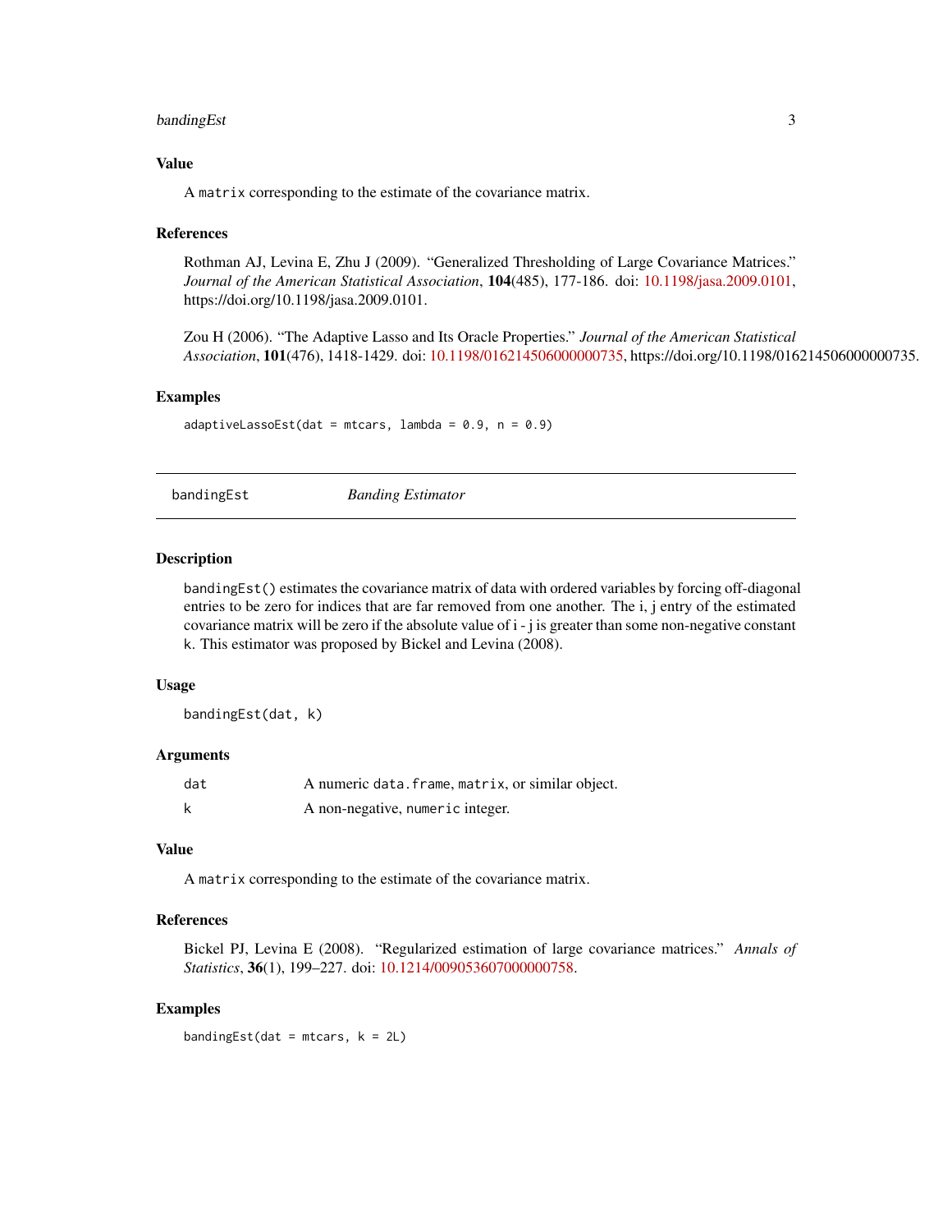### Value

A `matrix` corresponding to the estimate of the covariance matrix.

### References

Rothman AJ, Levina E, Zhu J (2009). "Generalized Thresholding of Large Covariance Matrices." *Journal of the American Statistical Association*, **104**(485), 177-186. doi: 10.1198/jasa.2009.0101, https://doi.org/10.1198/jasa.2009.0101.

Zou H (2006). "The Adaptive Lasso and Its Oracle Properties." *Journal of the American Statistical Association*, **101**(476), 1418-1429. doi: 10.1198/016214506000000735, https://doi.org/10.1198/016214506000000735.

### Examples

```
adaptiveLassoEst(dat = mtcars, lambda = 0.9, n = 0.9)
```

---

## bandingEst — *Banding Estimator*

---

### Description

`bandingEst()` estimates the covariance matrix of data with ordered variables by forcing off-diagonal entries to be zero for indices that are far removed from one another. The i, j entry of the estimated covariance matrix will be zero if the absolute value of i - j is greater than some non-negative constant k. This estimator was proposed by Bickel and Levina (2008).

### Usage

```
bandingEst(dat, k)
```

### Arguments

| | |
|---|---|
| `dat` | A numeric `data.frame`, `matrix`, or similar object. |
| `k` | A non-negative, `numeric` integer. |

### Value

A `matrix` corresponding to the estimate of the covariance matrix.

### References

Bickel PJ, Levina E (2008). "Regularized estimation of large covariance matrices." *Annals of Statistics*, **36**(1), 199–227. doi: 10.1214/009053607000000758.

### Examples

```
bandingEst(dat = mtcars, k = 2L)
```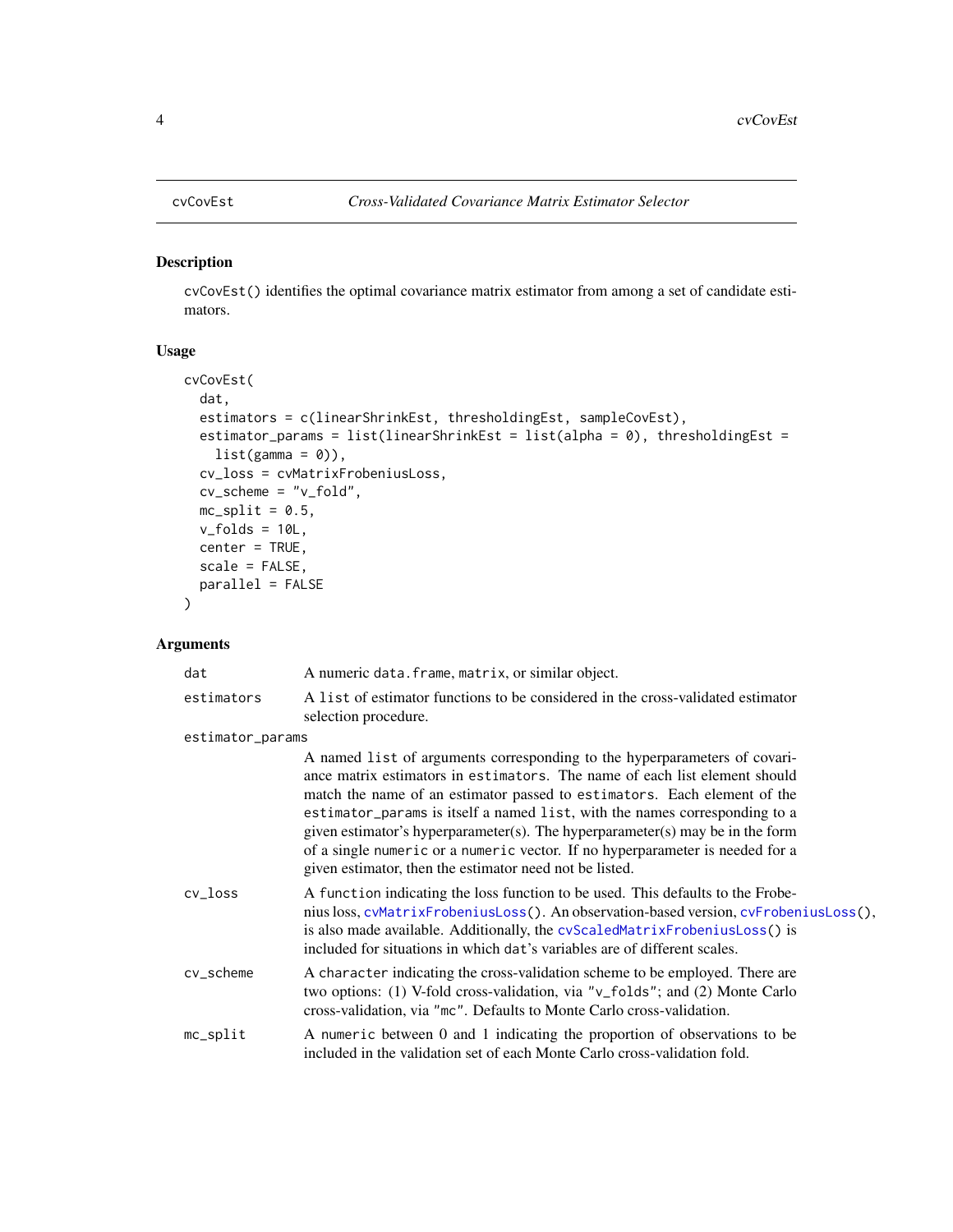cvCovEst *Cross-Validated Covariance Matrix Estimator Selector*

## Description

cvCovEst() identifies the optimal covariance matrix estimator from among a set of candidate estimators.

## Usage

```
cvCovEst(
  dat,
  estimators = c(linearShrinkEst, thresholdingEst, sampleCovEst),
  estimator_params = list(linearShrinkEst = list(alpha = 0), thresholdingEst =
    list(gamma = 0)),
  cv_loss = cvMatrixFrobeniusLoss,
  cv_scheme = "v_fold",
  mc_split = 0.5,
  v_folds = 10L,
  center = TRUE,
  scale = FALSE,
  parallel = FALSE
)
```

## Arguments

| | |
|---|---|
| dat | A numeric `data.frame`, `matrix`, or similar object. |
| estimators | A `list` of estimator functions to be considered in the cross-validated estimator selection procedure. |
| estimator_params | A named `list` of arguments corresponding to the hyperparameters of covariance matrix estimators in `estimators`. The name of each list element should match the name of an estimator passed to `estimators`. Each element of the `estimator_params` is itself a named `list`, with the names corresponding to a given estimator's hyperparameter(s). The hyperparameter(s) may be in the form of a single `numeric` or a `numeric` vector. If no hyperparameter is needed for a given estimator, then the estimator need not be listed. |
| cv_loss | A `function` indicating the loss function to be used. This defaults to the Frobenius loss, `cvMatrixFrobeniusLoss()`. An observation-based version, `cvFrobeniusLoss()`, is also made available. Additionally, the `cvScaledMatrixFrobeniusLoss()` is included for situations in which `dat`'s variables are of different scales. |
| cv_scheme | A `character` indicating the cross-validation scheme to be employed. There are two options: (1) V-fold cross-validation, via `"v_folds"`; and (2) Monte Carlo cross-validation, via `"mc"`. Defaults to Monte Carlo cross-validation. |
| mc_split | A `numeric` between 0 and 1 indicating the proportion of observations to be included in the validation set of each Monte Carlo cross-validation fold. |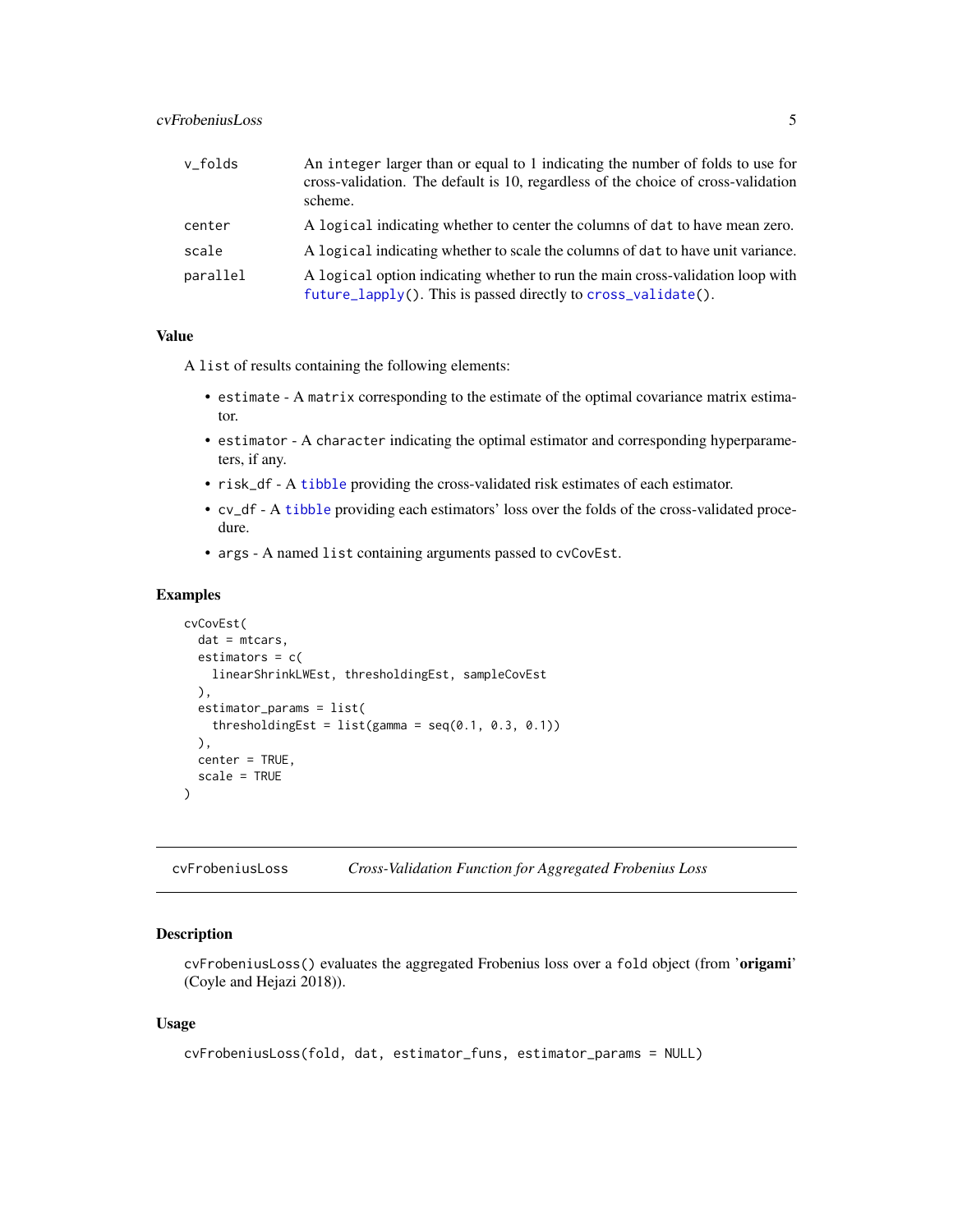| | |
|---|---|
| v_folds | An integer larger than or equal to 1 indicating the number of folds to use for cross-validation. The default is 10, regardless of the choice of cross-validation scheme. |
| center | A logical indicating whether to center the columns of dat to have mean zero. |
| scale | A logical indicating whether to scale the columns of dat to have unit variance. |
| parallel | A logical option indicating whether to run the main cross-validation loop with future_lapply(). This is passed directly to cross_validate(). |

### Value

A list of results containing the following elements:

- estimate - A matrix corresponding to the estimate of the optimal covariance matrix estimator.
- estimator - A character indicating the optimal estimator and corresponding hyperparameters, if any.
- risk_df - A tibble providing the cross-validated risk estimates of each estimator.
- cv_df - A tibble providing each estimators' loss over the folds of the cross-validated procedure.
- args - A named list containing arguments passed to cvCovEst.

### Examples

```
cvCovEst(
  dat = mtcars,
  estimators = c(
    linearShrinkLWEst, thresholdingEst, sampleCovEst
  ),
  estimator_params = list(
    thresholdingEst = list(gamma = seq(0.1, 0.3, 0.1))
  ),
  center = TRUE,
  scale = TRUE
)
```

---

## cvFrobeniusLoss — *Cross-Validation Function for Aggregated Frobenius Loss*

### Description

cvFrobeniusLoss() evaluates the aggregated Frobenius loss over a fold object (from '**origami**' (Coyle and Hejazi 2018)).

### Usage

```
cvFrobeniusLoss(fold, dat, estimator_funs, estimator_params = NULL)
```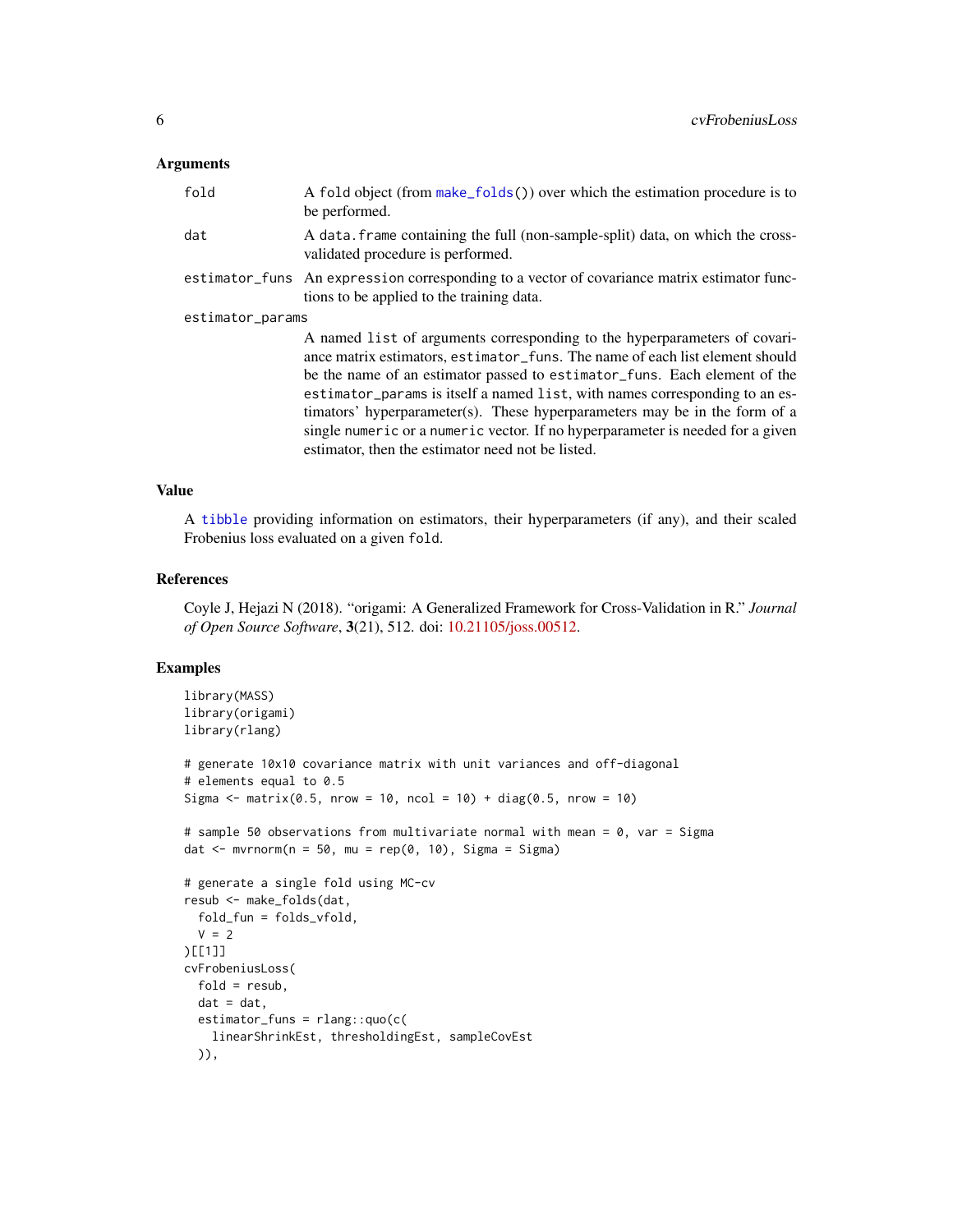### Arguments

- `fold` — A `fold` object (from `make_folds()`) over which the estimation procedure is to be performed.
- `dat` — A `data.frame` containing the full (non-sample-split) data, on which the cross-validated procedure is performed.
- `estimator_funs` — An `expression` corresponding to a vector of covariance matrix estimator functions to be applied to the training data.
- `estimator_params` — A named `list` of arguments corresponding to the hyperparameters of covariance matrix estimators, `estimator_funs`. The name of each list element should be the name of an estimator passed to `estimator_funs`. Each element of the `estimator_params` is itself a named `list`, with names corresponding to an estimators' hyperparameter(s). These hyperparameters may be in the form of a single `numeric` or a `numeric` vector. If no hyperparameter is needed for a given estimator, then the estimator need not be listed.

### Value

A `tibble` providing information on estimators, their hyperparameters (if any), and their scaled Frobenius loss evaluated on a given `fold`.

### References

Coyle J, Hejazi N (2018). "origami: A Generalized Framework for Cross-Validation in R." *Journal of Open Source Software*, **3**(21), 512. doi: 10.21105/joss.00512.

### Examples

```
library(MASS)
library(origami)
library(rlang)

# generate 10x10 covariance matrix with unit variances and off-diagonal
# elements equal to 0.5
Sigma <- matrix(0.5, nrow = 10, ncol = 10) + diag(0.5, nrow = 10)

# sample 50 observations from multivariate normal with mean = 0, var = Sigma
dat <- mvrnorm(n = 50, mu = rep(0, 10), Sigma = Sigma)

# generate a single fold using MC-cv
resub <- make_folds(dat,
  fold_fun = folds_vfold,
  V = 2
)[[1]]
cvFrobeniusLoss(
  fold = resub,
  dat = dat,
  estimator_funs = rlang::quo(c(
    linearShrinkEst, thresholdingEst, sampleCovEst
  )),
```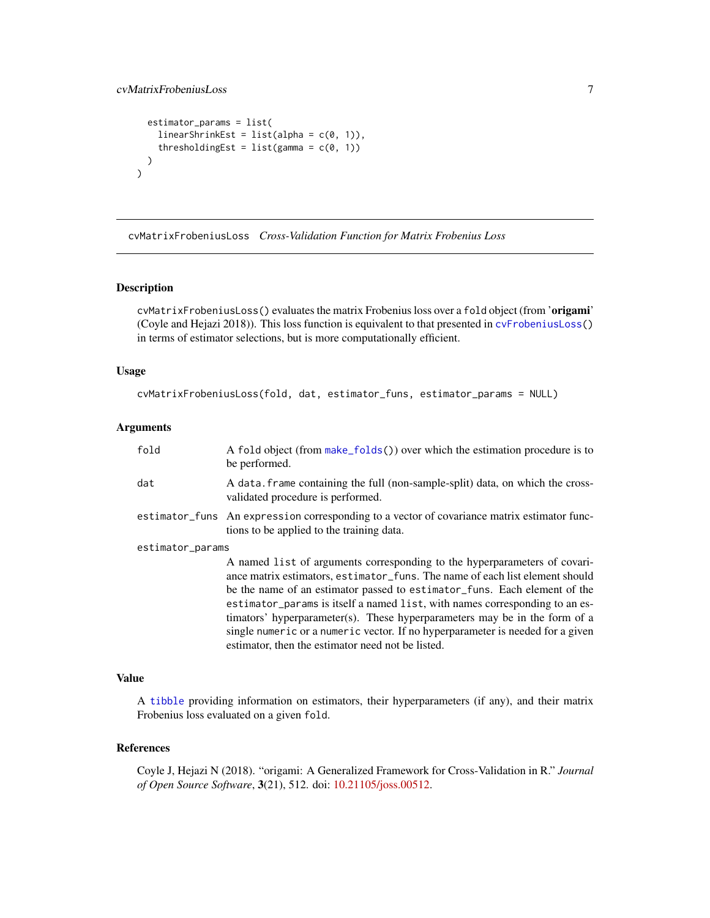```
  estimator_params = list(
    linearShrinkEst = list(alpha = c(0, 1)),
    thresholdingEst = list(gamma = c(0, 1))
  )
)
```

## cvMatrixFrobeniusLoss *Cross-Validation Function for Matrix Frobenius Loss*

### Description

cvMatrixFrobeniusLoss() evaluates the matrix Frobenius loss over a fold object (from '**origami**' (Coyle and Hejazi 2018)). This loss function is equivalent to that presented in cvFrobeniusLoss() in terms of estimator selections, but is more computationally efficient.

### Usage

```
cvMatrixFrobeniusLoss(fold, dat, estimator_funs, estimator_params = NULL)
```

### Arguments

| | |
|---|---|
| fold | A fold object (from make_folds()) over which the estimation procedure is to be performed. |
| dat | A data.frame containing the full (non-sample-split) data, on which the cross-validated procedure is performed. |
| estimator_funs | An expression corresponding to a vector of covariance matrix estimator functions to be applied to the training data. |
| estimator_params | A named list of arguments corresponding to the hyperparameters of covariance matrix estimators, estimator_funs. The name of each list element should be the name of an estimator passed to estimator_funs. Each element of the estimator_params is itself a named list, with names corresponding to an estimators' hyperparameter(s). These hyperparameters may be in the form of a single numeric or a numeric vector. If no hyperparameter is needed for a given estimator, then the estimator need not be listed. |

### Value

A tibble providing information on estimators, their hyperparameters (if any), and their matrix Frobenius loss evaluated on a given fold.

### References

Coyle J, Hejazi N (2018). "origami: A Generalized Framework for Cross-Validation in R." *Journal of Open Source Software*, **3**(21), 512. doi: 10.21105/joss.00512.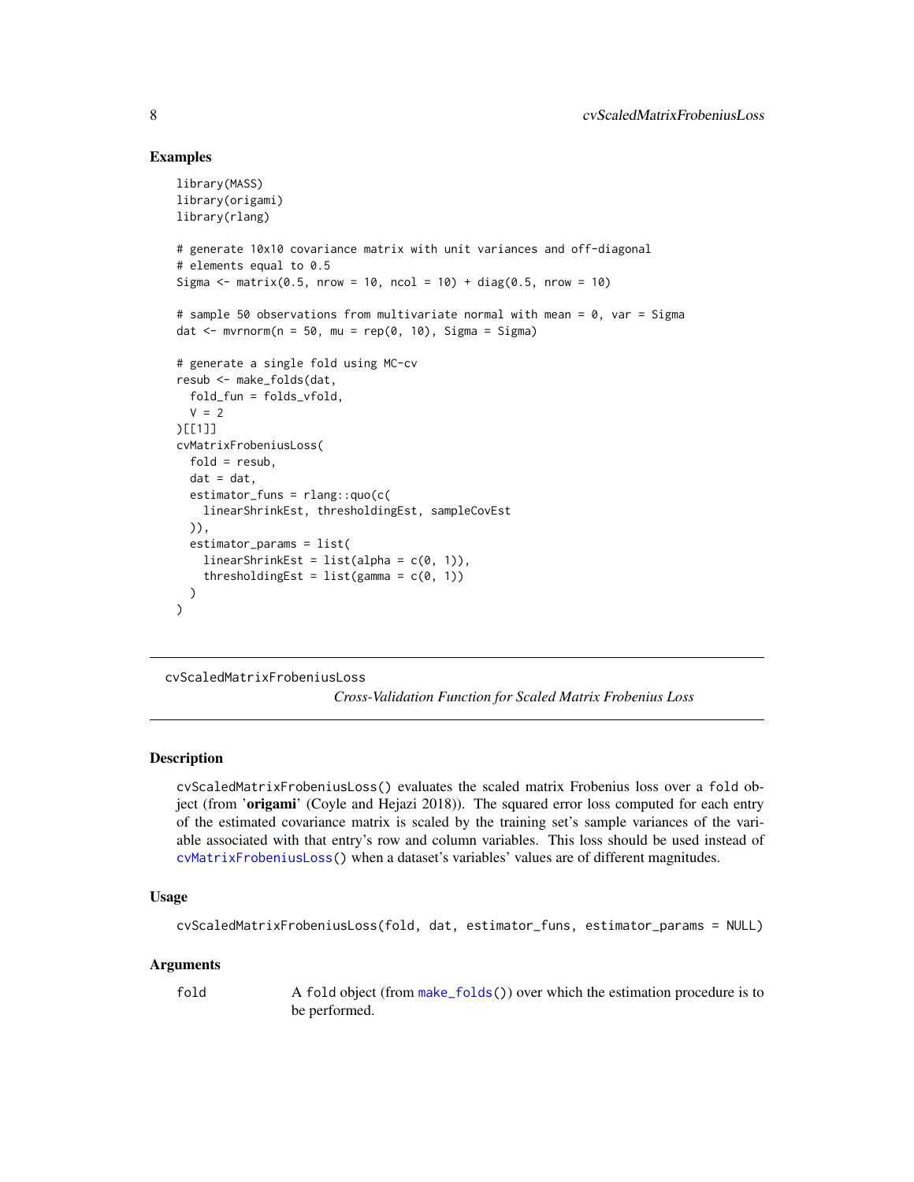### Examples

```
library(MASS)
library(origami)
library(rlang)

# generate 10x10 covariance matrix with unit variances and off-diagonal
# elements equal to 0.5
Sigma <- matrix(0.5, nrow = 10, ncol = 10) + diag(0.5, nrow = 10)

# sample 50 observations from multivariate normal with mean = 0, var = Sigma
dat <- mvrnorm(n = 50, mu = rep(0, 10), Sigma = Sigma)

# generate a single fold using MC-cv
resub <- make_folds(dat,
  fold_fun = folds_vfold,
  V = 2
)[[1]]
cvMatrixFrobeniusLoss(
  fold = resub,
  dat = dat,
  estimator_funs = rlang::quo(c(
    linearShrinkEst, thresholdingEst, sampleCovEst
  )),
  estimator_params = list(
    linearShrinkEst = list(alpha = c(0, 1)),
    thresholdingEst = list(gamma = c(0, 1))
  )
)
```

---

## cvScaledMatrixFrobeniusLoss

*Cross-Validation Function for Scaled Matrix Frobenius Loss*

---

### Description

`cvScaledMatrixFrobeniusLoss()` evaluates the scaled matrix Frobenius loss over a `fold` object (from '**origami**' (Coyle and Hejazi 2018)). The squared error loss computed for each entry of the estimated covariance matrix is scaled by the training set's sample variances of the variable associated with that entry's row and column variables. This loss should be used instead of `cvMatrixFrobeniusLoss()` when a dataset's variables' values are of different magnitudes.

### Usage

```
cvScaledMatrixFrobeniusLoss(fold, dat, estimator_funs, estimator_params = NULL)
```

### Arguments

| | |
|---|---|
| `fold` | A `fold` object (from `make_folds()`) over which the estimation procedure is to be performed. |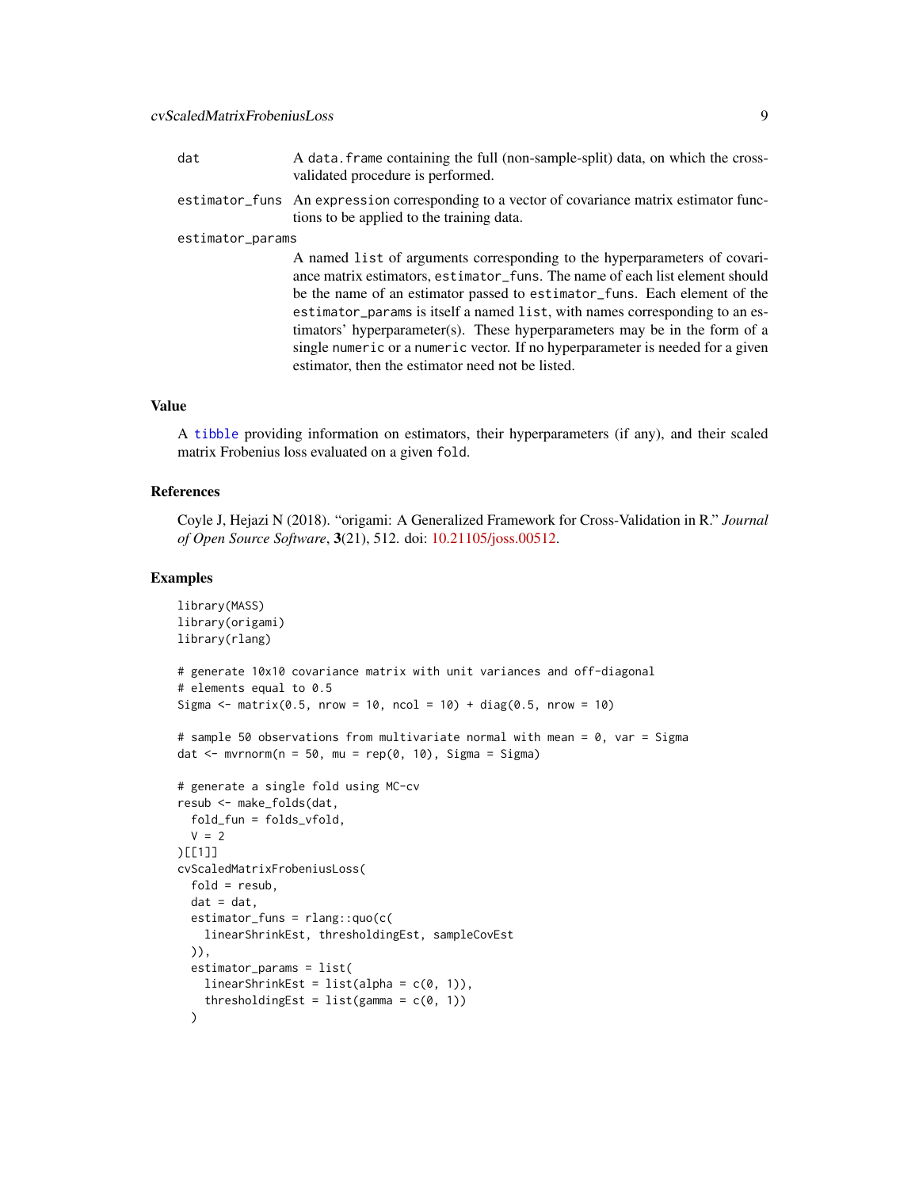| | |
|---|---|
| dat | A data.frame containing the full (non-sample-split) data, on which the cross-validated procedure is performed. |
| estimator_funs | An expression corresponding to a vector of covariance matrix estimator functions to be applied to the training data. |
| estimator_params | A named list of arguments corresponding to the hyperparameters of covariance matrix estimators, estimator_funs. The name of each list element should be the name of an estimator passed to estimator_funs. Each element of the estimator_params is itself a named list, with names corresponding to an estimators' hyperparameter(s). These hyperparameters may be in the form of a single numeric or a numeric vector. If no hyperparameter is needed for a given estimator, then the estimator need not be listed. |

## Value

A tibble providing information on estimators, their hyperparameters (if any), and their scaled matrix Frobenius loss evaluated on a given fold.

## References

Coyle J, Hejazi N (2018). "origami: A Generalized Framework for Cross-Validation in R." *Journal of Open Source Software*, **3**(21), 512. doi: 10.21105/joss.00512.

## Examples

```
library(MASS)
library(origami)
library(rlang)

# generate 10x10 covariance matrix with unit variances and off-diagonal
# elements equal to 0.5
Sigma <- matrix(0.5, nrow = 10, ncol = 10) + diag(0.5, nrow = 10)

# sample 50 observations from multivariate normal with mean = 0, var = Sigma
dat <- mvrnorm(n = 50, mu = rep(0, 10), Sigma = Sigma)

# generate a single fold using MC-cv
resub <- make_folds(dat,
  fold_fun = folds_vfold,
  V = 2
)[[1]]
cvScaledMatrixFrobeniusLoss(
  fold = resub,
  dat = dat,
  estimator_funs = rlang::quo(c(
    linearShrinkEst, thresholdingEst, sampleCovEst
  )),
  estimator_params = list(
    linearShrinkEst = list(alpha = c(0, 1)),
    thresholdingEst = list(gamma = c(0, 1))
  )
```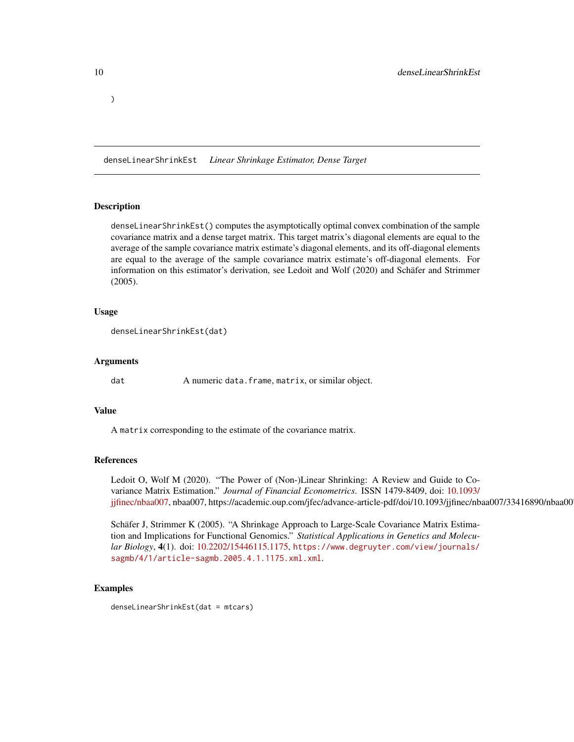```
)
```

## denseLinearShrinkEst — *Linear Shrinkage Estimator, Dense Target*

### Description

denseLinearShrinkEst() computes the asymptotically optimal convex combination of the sample covariance matrix and a dense target matrix. This target matrix's diagonal elements are equal to the average of the sample covariance matrix estimate's diagonal elements, and its off-diagonal elements are equal to the average of the sample covariance matrix estimate's off-diagonal elements. For information on this estimator's derivation, see Ledoit and Wolf (2020) and Schäfer and Strimmer (2005).

### Usage

```
denseLinearShrinkEst(dat)
```

### Arguments

| | |
|---|---|
| dat | A numeric data.frame, matrix, or similar object. |

### Value

A matrix corresponding to the estimate of the covariance matrix.

### References

Ledoit O, Wolf M (2020). "The Power of (Non-)Linear Shrinking: A Review and Guide to Covariance Matrix Estimation." *Journal of Financial Econometrics*. ISSN 1479-8409, doi: 10.1093/jjfinec/nbaa007, nbaa007, https://academic.oup.com/jfec/advance-article-pdf/doi/10.1093/jjfinec/nbaa007/33416890/nbaa007

Schäfer J, Strimmer K (2005). "A Shrinkage Approach to Large-Scale Covariance Matrix Estimation and Implications for Functional Genomics." *Statistical Applications in Genetics and Molecular Biology*, **4**(1). doi: 10.2202/15446115.1175, https://www.degruyter.com/view/journals/sagmb/4/1/article-sagmb.2005.4.1.1175.xml.xml.

### Examples

```
denseLinearShrinkEst(dat = mtcars)
```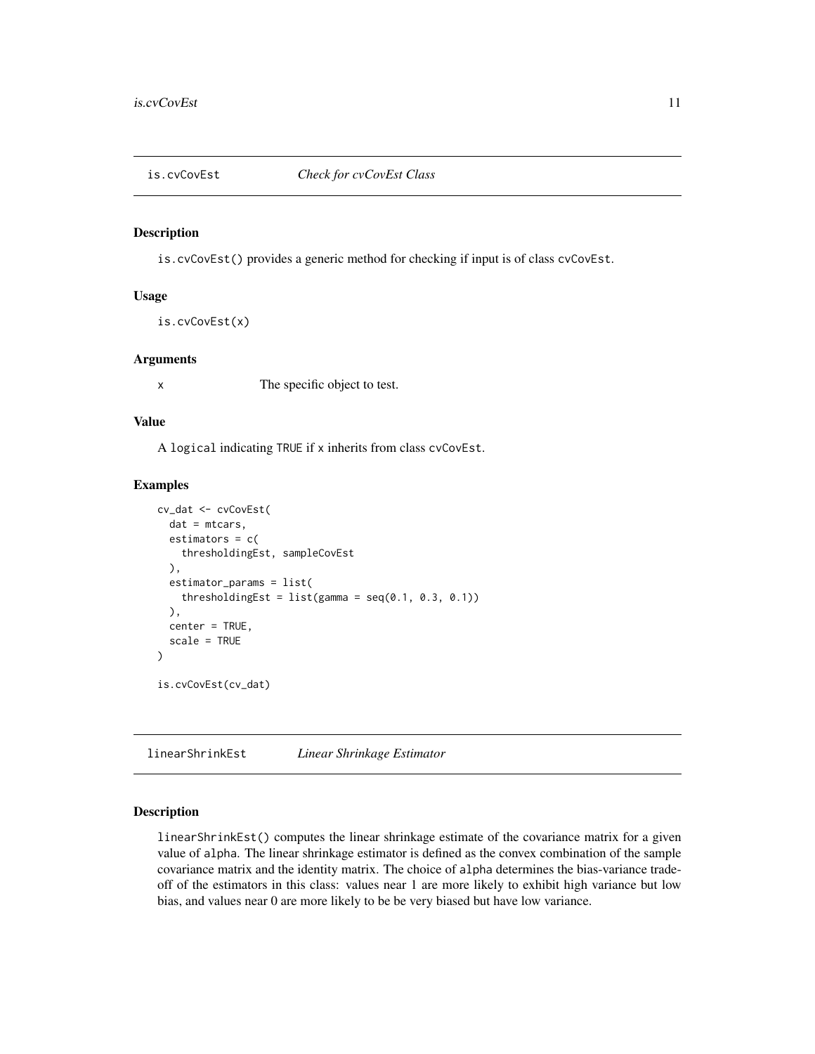## is.cvCovEst &nbsp;&nbsp;&nbsp; *Check for cvCovEst Class*

### Description

is.cvCovEst() provides a generic method for checking if input is of class cvCovEst.

### Usage

```
is.cvCovEst(x)
```

### Arguments

| | |
|---|---|
| x | The specific object to test. |

### Value

A logical indicating TRUE if x inherits from class cvCovEst.

### Examples

```
cv_dat <- cvCovEst(
  dat = mtcars,
  estimators = c(
    thresholdingEst, sampleCovEst
  ),
  estimator_params = list(
    thresholdingEst = list(gamma = seq(0.1, 0.3, 0.1))
  ),
  center = TRUE,
  scale = TRUE
)

is.cvCovEst(cv_dat)
```

## linearShrinkEst &nbsp;&nbsp;&nbsp; *Linear Shrinkage Estimator*

### Description

linearShrinkEst() computes the linear shrinkage estimate of the covariance matrix for a given value of alpha. The linear shrinkage estimator is defined as the convex combination of the sample covariance matrix and the identity matrix. The choice of alpha determines the bias-variance tradeoff of the estimators in this class: values near 1 are more likely to exhibit high variance but low bias, and values near 0 are more likely to be be very biased but have low variance.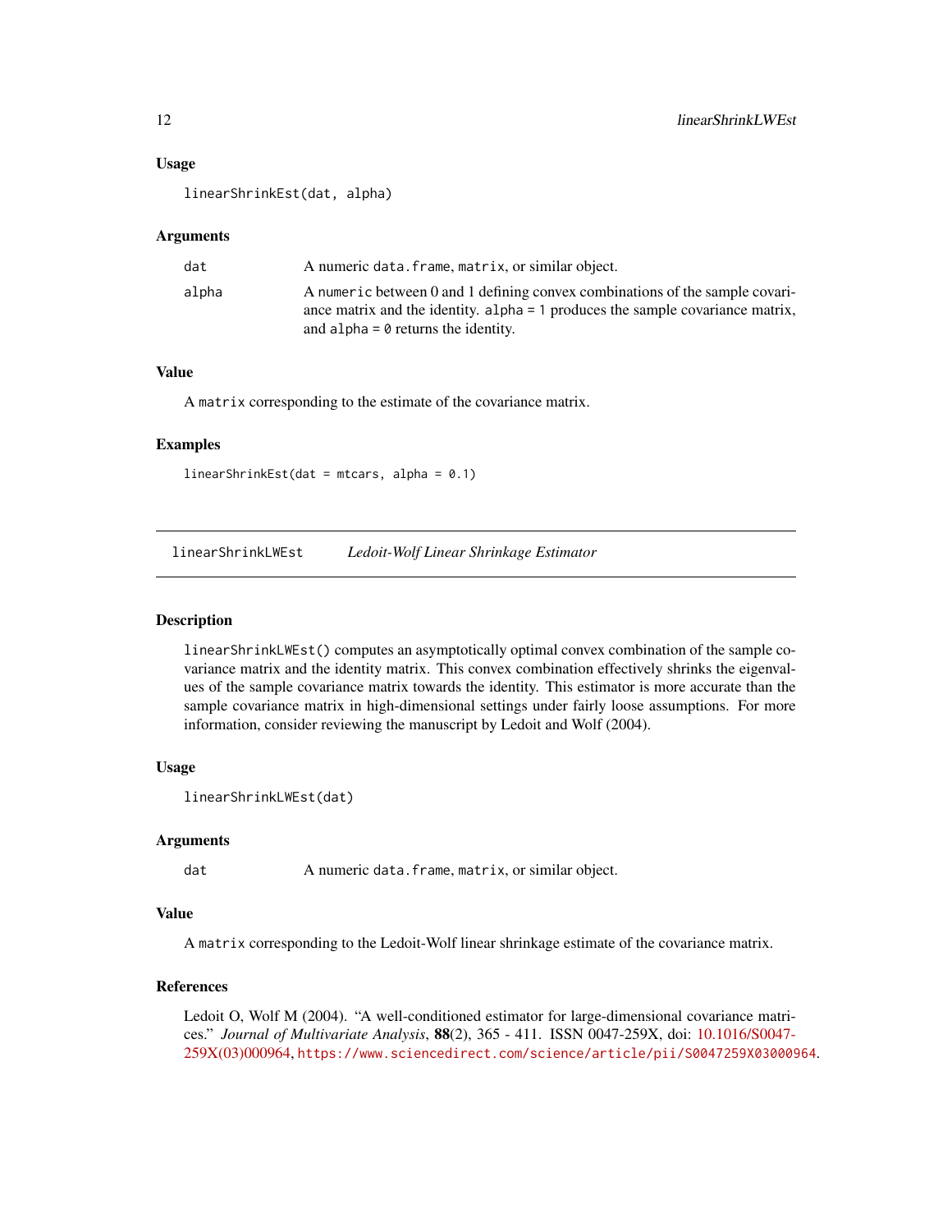### Usage

```
linearShrinkEst(dat, alpha)
```

### Arguments

| | |
|---|---|
| dat | A numeric data.frame, matrix, or similar object. |
| alpha | A numeric between 0 and 1 defining convex combinations of the sample covariance matrix and the identity. alpha = 1 produces the sample covariance matrix, and alpha = 0 returns the identity. |

### Value

A matrix corresponding to the estimate of the covariance matrix.

### Examples

```
linearShrinkEst(dat = mtcars, alpha = 0.1)
```

---

## linearShrinkLWEst *Ledoit-Wolf Linear Shrinkage Estimator*

### Description

linearShrinkLWEst() computes an asymptotically optimal convex combination of the sample covariance matrix and the identity matrix. This convex combination effectively shrinks the eigenvalues of the sample covariance matrix towards the identity. This estimator is more accurate than the sample covariance matrix in high-dimensional settings under fairly loose assumptions. For more information, consider reviewing the manuscript by Ledoit and Wolf (2004).

### Usage

```
linearShrinkLWEst(dat)
```

### Arguments

| | |
|---|---|
| dat | A numeric data.frame, matrix, or similar object. |

### Value

A matrix corresponding to the Ledoit-Wolf linear shrinkage estimate of the covariance matrix.

### References

Ledoit O, Wolf M (2004). "A well-conditioned estimator for large-dimensional covariance matrices." *Journal of Multivariate Analysis*, **88**(2), 365 - 411. ISSN 0047-259X, doi: 10.1016/S0047-259X(03)000964, https://www.sciencedirect.com/science/article/pii/S0047259X03000964.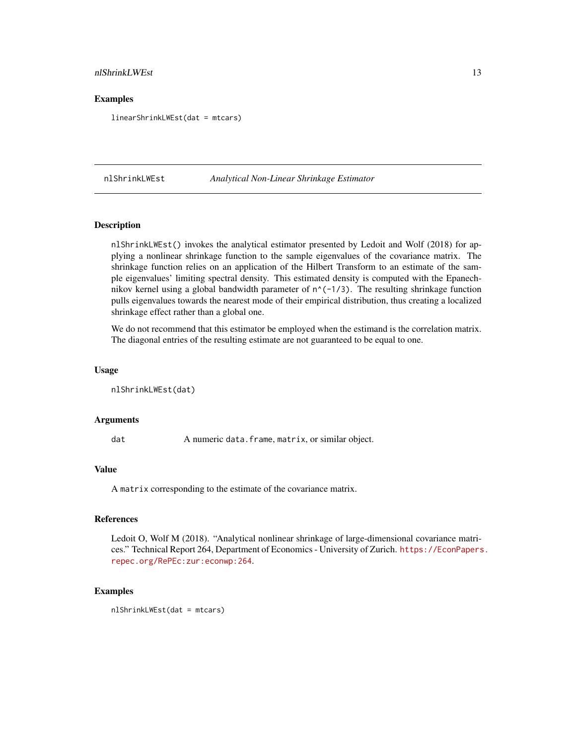## Examples

```
linearShrinkLWEst(dat = mtcars)
```

---

# nlShrinkLWEst *Analytical Non-Linear Shrinkage Estimator*

---

## Description

`nlShrinkLWEst()` invokes the analytical estimator presented by Ledoit and Wolf (2018) for applying a nonlinear shrinkage function to the sample eigenvalues of the covariance matrix. The shrinkage function relies on an application of the Hilbert Transform to an estimate of the sample eigenvalues' limiting spectral density. This estimated density is computed with the Epanechnikov kernel using a global bandwidth parameter of `n^(-1/3)`. The resulting shrinkage function pulls eigenvalues towards the nearest mode of their empirical distribution, thus creating a localized shrinkage effect rather than a global one.

We do not recommend that this estimator be employed when the estimand is the correlation matrix. The diagonal entries of the resulting estimate are not guaranteed to be equal to one.

## Usage

```
nlShrinkLWEst(dat)
```

## Arguments

| | |
|---|---|
| `dat` | A numeric `data.frame`, `matrix`, or similar object. |

## Value

A `matrix` corresponding to the estimate of the covariance matrix.

## References

Ledoit O, Wolf M (2018). "Analytical nonlinear shrinkage of large-dimensional covariance matrices." Technical Report 264, Department of Economics - University of Zurich. https://EconPapers.repec.org/RePEc:zur:econwp:264.

## Examples

```
nlShrinkLWEst(dat = mtcars)
```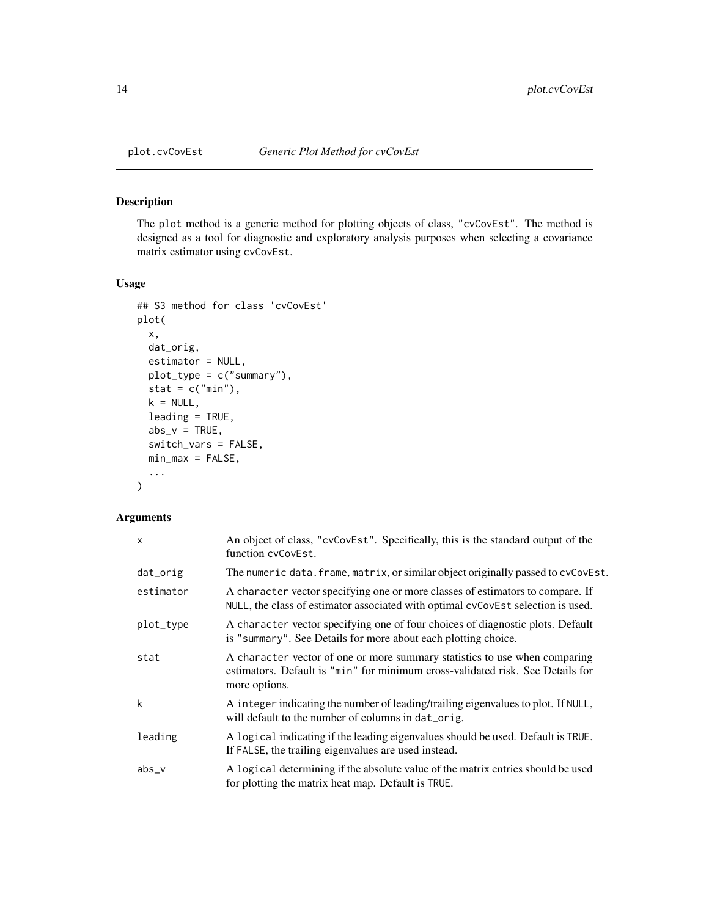## plot.cvCovEst *Generic Plot Method for cvCovEst*

### Description

The `plot` method is a generic method for plotting objects of class, "cvCovEst". The method is designed as a tool for diagnostic and exploratory analysis purposes when selecting a covariance matrix estimator using `cvCovEst`.

### Usage

```
## S3 method for class 'cvCovEst'
plot(
  x,
  dat_orig,
  estimator = NULL,
  plot_type = c("summary"),
  stat = c("min"),
  k = NULL,
  leading = TRUE,
  abs_v = TRUE,
  switch_vars = FALSE,
  min_max = FALSE,
  ...
)
```

### Arguments

| | |
|---|---|
| x | An object of class, "cvCovEst". Specifically, this is the standard output of the function `cvCovEst`. |
| dat_orig | The `numeric` `data.frame`, `matrix`, or similar object originally passed to `cvCovEst`. |
| estimator | A `character` vector specifying one or more classes of estimators to compare. If `NULL`, the class of estimator associated with optimal `cvCovEst` selection is used. |
| plot_type | A `character` vector specifying one of four choices of diagnostic plots. Default is "summary". See Details for more about each plotting choice. |
| stat | A `character` vector of one or more summary statistics to use when comparing estimators. Default is "min" for minimum cross-validated risk. See Details for more options. |
| k | A `integer` indicating the number of leading/trailing eigenvalues to plot. If `NULL`, will default to the number of columns in `dat_orig`. |
| leading | A `logical` indicating if the leading eigenvalues should be used. Default is `TRUE`. If `FALSE`, the trailing eigenvalues are used instead. |
| abs_v | A `logical` determining if the absolute value of the matrix entries should be used for plotting the matrix heat map. Default is `TRUE`. |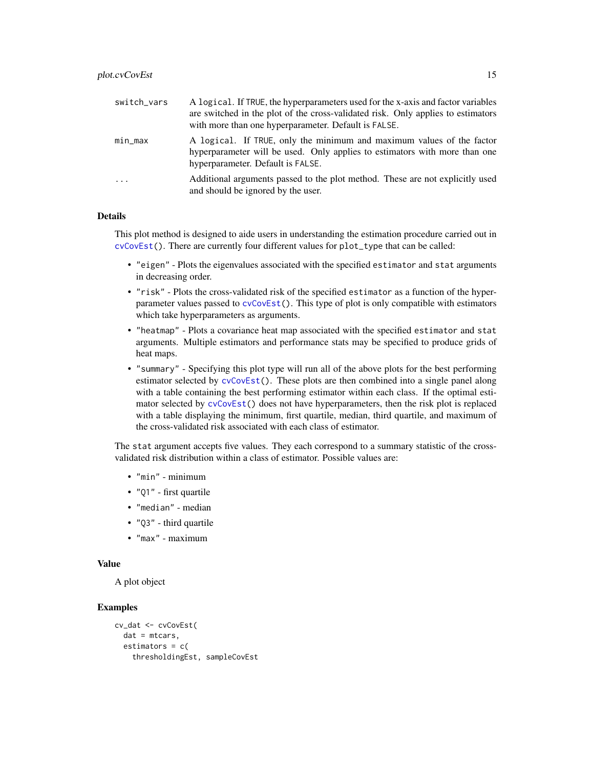switch_vars — A logical. If TRUE, the hyperparameters used for the x-axis and factor variables are switched in the plot of the cross-validated risk. Only applies to estimators with more than one hyperparameter. Default is FALSE.

min_max — A logical. If TRUE, only the minimum and maximum values of the factor hyperparameter will be used. Only applies to estimators with more than one hyperparameter. Default is FALSE.

... — Additional arguments passed to the plot method. These are not explicitly used and should be ignored by the user.

### Details

This plot method is designed to aide users in understanding the estimation procedure carried out in `cvCovEst()`. There are currently four different values for `plot_type` that can be called:

- `"eigen"` - Plots the eigenvalues associated with the specified `estimator` and `stat` arguments in decreasing order.
- `"risk"` - Plots the cross-validated risk of the specified `estimator` as a function of the hyperparameter values passed to `cvCovEst()`. This type of plot is only compatible with estimators which take hyperparameters as arguments.
- `"heatmap"` - Plots a covariance heat map associated with the specified `estimator` and `stat` arguments. Multiple estimators and performance stats may be specified to produce grids of heat maps.
- `"summary"` - Specifying this plot type will run all of the above plots for the best performing estimator selected by `cvCovEst()`. These plots are then combined into a single panel along with a table containing the best performing estimator within each class. If the optimal estimator selected by `cvCovEst()` does not have hyperparameters, then the risk plot is replaced with a table displaying the minimum, first quartile, median, third quartile, and maximum of the cross-validated risk associated with each class of estimator.

The `stat` argument accepts five values. They each correspond to a summary statistic of the cross-validated risk distribution within a class of estimator. Possible values are:

- `"min"` - minimum
- `"Q1"` - first quartile
- `"median"` - median
- `"Q3"` - third quartile
- `"max"` - maximum

### Value

A plot object

### Examples

```
cv_dat <- cvCovEst(
  dat = mtcars,
  estimators = c(
    thresholdingEst, sampleCovEst
```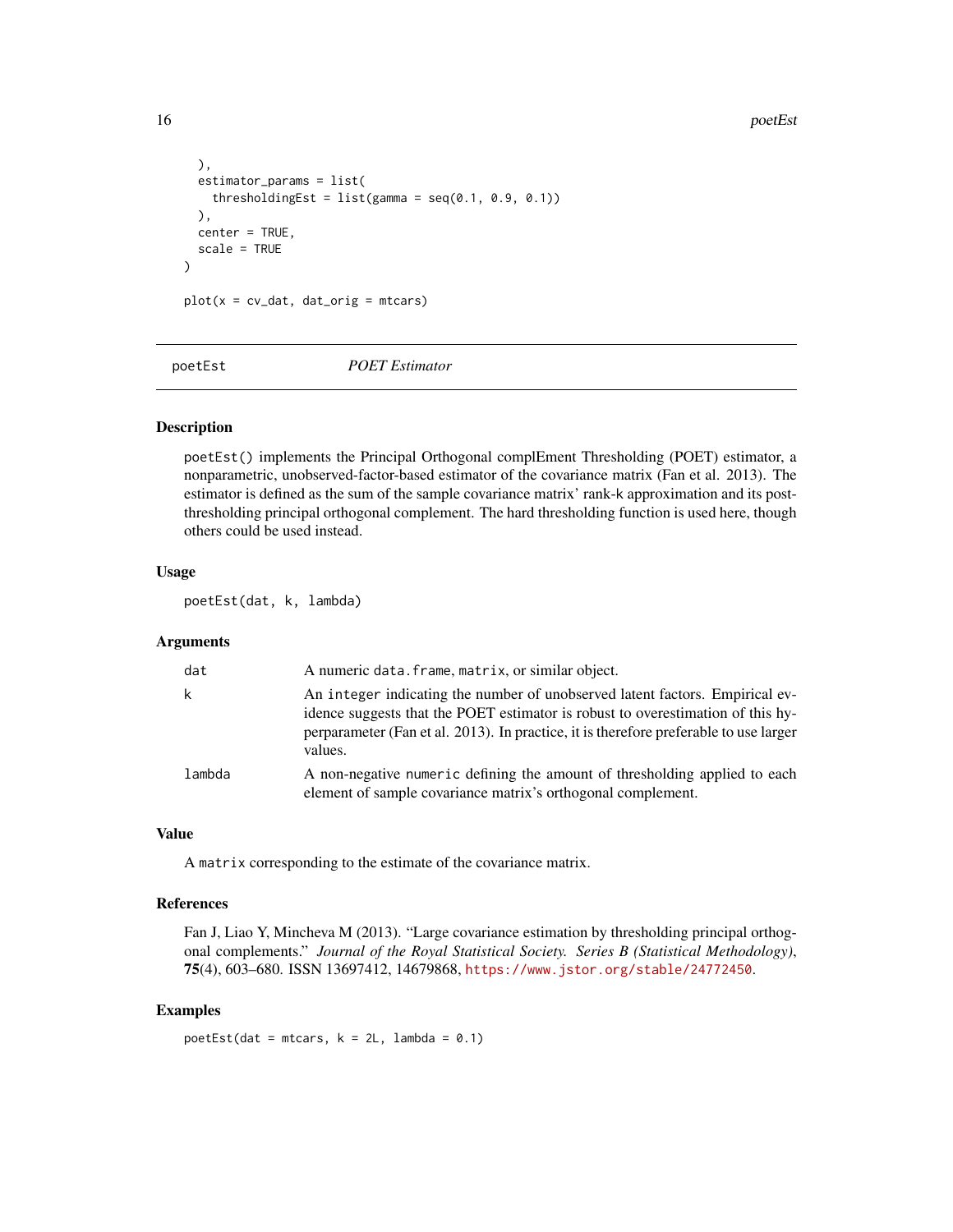```
  ),
  estimator_params = list(
    thresholdingEst = list(gamma = seq(0.1, 0.9, 0.1))
  ),
  center = TRUE,
  scale = TRUE
)

plot(x = cv_dat, dat_orig = mtcars)
```

---

`poetEst` *POET Estimator*

---

## Description

poetEst() implements the Principal Orthogonal complEment Thresholding (POET) estimator, a nonparametric, unobserved-factor-based estimator of the covariance matrix (Fan et al. 2013). The estimator is defined as the sum of the sample covariance matrix' rank-k approximation and its post-thresholding principal orthogonal complement. The hard thresholding function is used here, though others could be used instead.

## Usage

```
poetEst(dat, k, lambda)
```

## Arguments

| | |
|---|---|
| dat | A numeric `data.frame`, `matrix`, or similar object. |
| k | An `integer` indicating the number of unobserved latent factors. Empirical evidence suggests that the POET estimator is robust to overestimation of this hyperparameter (Fan et al. 2013). In practice, it is therefore preferable to use larger values. |
| lambda | A non-negative `numeric` defining the amount of thresholding applied to each element of sample covariance matrix's orthogonal complement. |

## Value

A `matrix` corresponding to the estimate of the covariance matrix.

## References

Fan J, Liao Y, Mincheva M (2013). "Large covariance estimation by thresholding principal orthogonal complements." *Journal of the Royal Statistical Society. Series B (Statistical Methodology)*, **75**(4), 603–680. ISSN 13697412, 14679868, https://www.jstor.org/stable/24772450.

## Examples

```
poetEst(dat = mtcars, k = 2L, lambda = 0.1)
```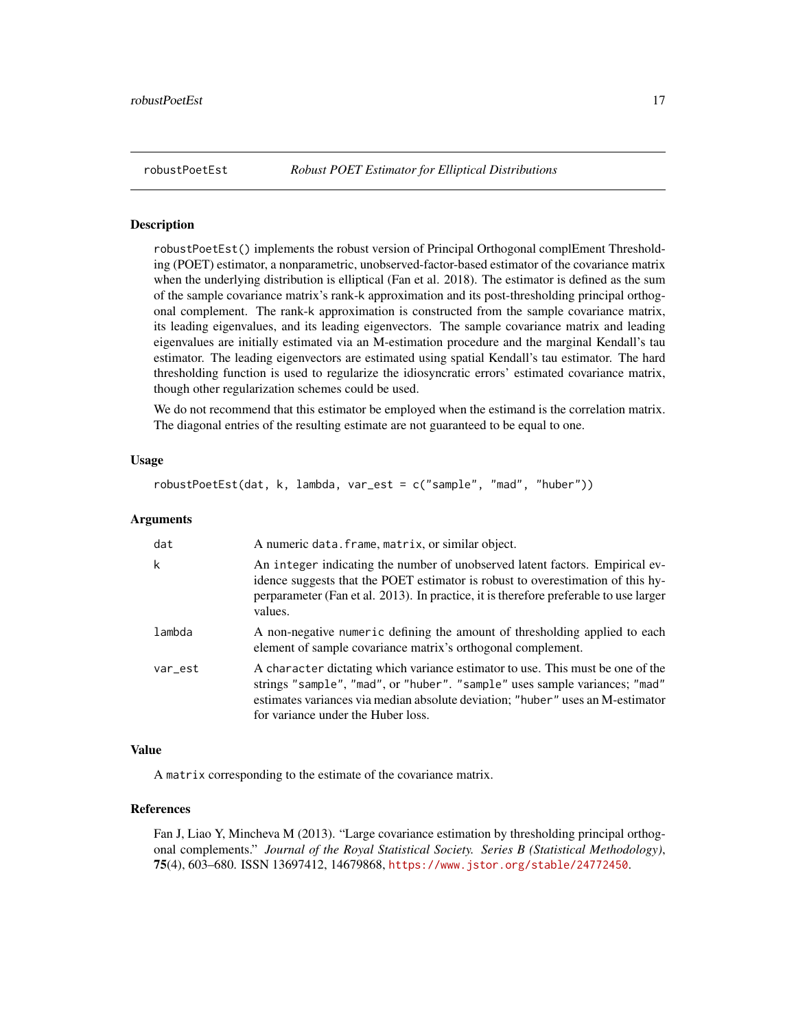## robustPoetEst — *Robust POET Estimator for Elliptical Distributions*

### Description

robustPoetEst() implements the robust version of Principal Orthogonal complEment Thresholding (POET) estimator, a nonparametric, unobserved-factor-based estimator of the covariance matrix when the underlying distribution is elliptical (Fan et al. 2018). The estimator is defined as the sum of the sample covariance matrix's rank-k approximation and its post-thresholding principal orthogonal complement. The rank-k approximation is constructed from the sample covariance matrix, its leading eigenvalues, and its leading eigenvectors. The sample covariance matrix and leading eigenvalues are initially estimated via an M-estimation procedure and the marginal Kendall's tau estimator. The leading eigenvectors are estimated using spatial Kendall's tau estimator. The hard thresholding function is used to regularize the idiosyncratic errors' estimated covariance matrix, though other regularization schemes could be used.

We do not recommend that this estimator be employed when the estimand is the correlation matrix. The diagonal entries of the resulting estimate are not guaranteed to be equal to one.

### Usage

```
robustPoetEst(dat, k, lambda, var_est = c("sample", "mad", "huber"))
```

### Arguments

| | |
|---|---|
| dat | A numeric data.frame, matrix, or similar object. |
| k | An integer indicating the number of unobserved latent factors. Empirical evidence suggests that the POET estimator is robust to overestimation of this hyperparameter (Fan et al. 2013). In practice, it is therefore preferable to use larger values. |
| lambda | A non-negative numeric defining the amount of thresholding applied to each element of sample covariance matrix's orthogonal complement. |
| var_est | A character dictating which variance estimator to use. This must be one of the strings "sample", "mad", or "huber". "sample" uses sample variances; "mad" estimates variances via median absolute deviation; "huber" uses an M-estimator for variance under the Huber loss. |

### Value

A matrix corresponding to the estimate of the covariance matrix.

### References

Fan J, Liao Y, Mincheva M (2013). "Large covariance estimation by thresholding principal orthogonal complements." *Journal of the Royal Statistical Society. Series B (Statistical Methodology)*, **75**(4), 603–680. ISSN 13697412, 14679868, https://www.jstor.org/stable/24772450.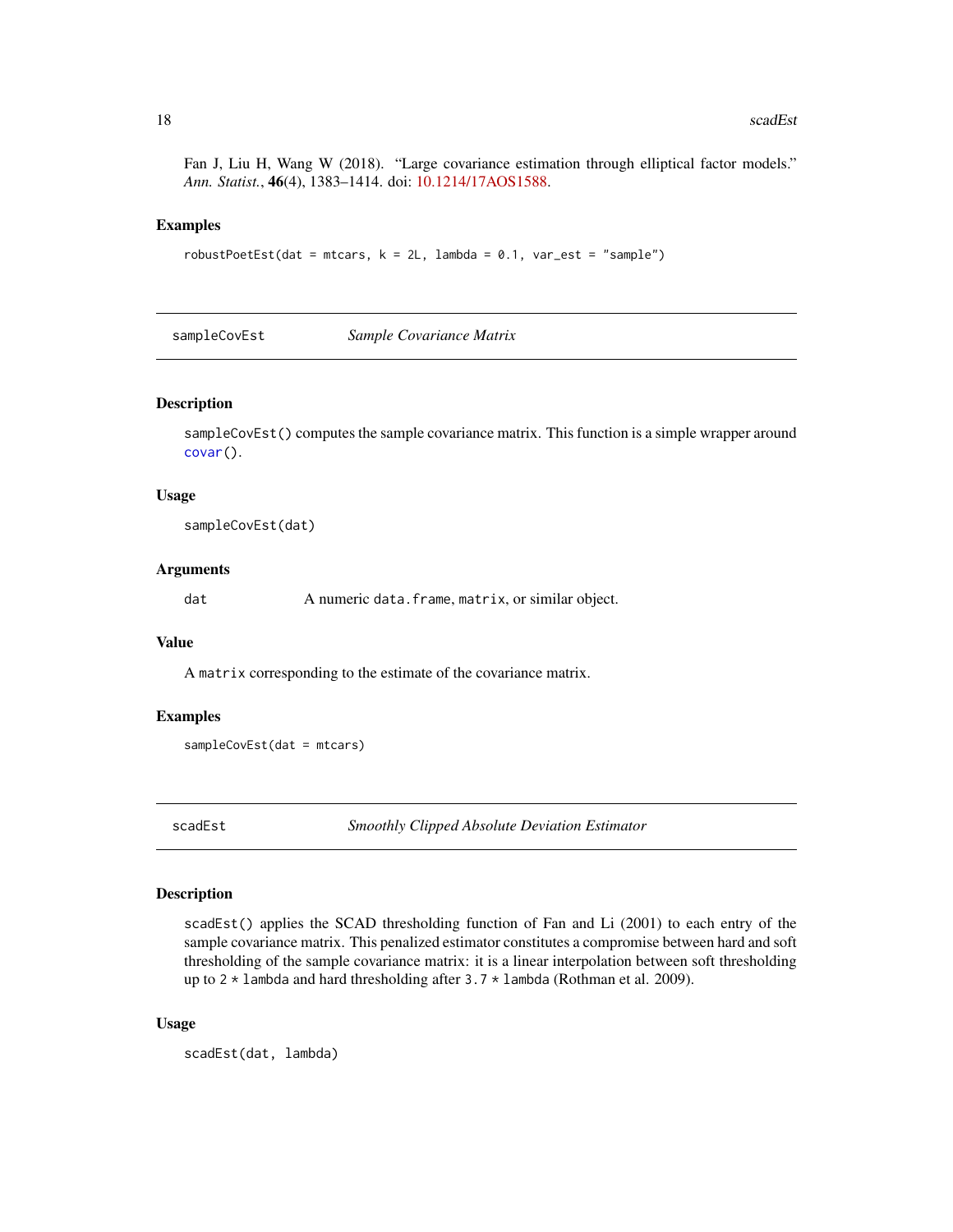Fan J, Liu H, Wang W (2018). "Large covariance estimation through elliptical factor models." *Ann. Statist.*, **46**(4), 1383–1414. doi: 10.1214/17AOS1588.

### Examples

```
robustPoetEst(dat = mtcars, k = 2L, lambda = 0.1, var_est = "sample")
```

## sampleCovEst — *Sample Covariance Matrix*

### Description

`sampleCovEst()` computes the sample covariance matrix. This function is a simple wrapper around `covar()`.

### Usage

```
sampleCovEst(dat)
```

### Arguments

| | |
|---|---|
| dat | A numeric `data.frame`, `matrix`, or similar object. |

### Value

A `matrix` corresponding to the estimate of the covariance matrix.

### Examples

```
sampleCovEst(dat = mtcars)
```

## scadEst — *Smoothly Clipped Absolute Deviation Estimator*

### Description

`scadEst()` applies the SCAD thresholding function of Fan and Li (2001) to each entry of the sample covariance matrix. This penalized estimator constitutes a compromise between hard and soft thresholding of the sample covariance matrix: it is a linear interpolation between soft thresholding up to `2 * lambda` and hard thresholding after `3.7 * lambda` (Rothman et al. 2009).

### Usage

```
scadEst(dat, lambda)
```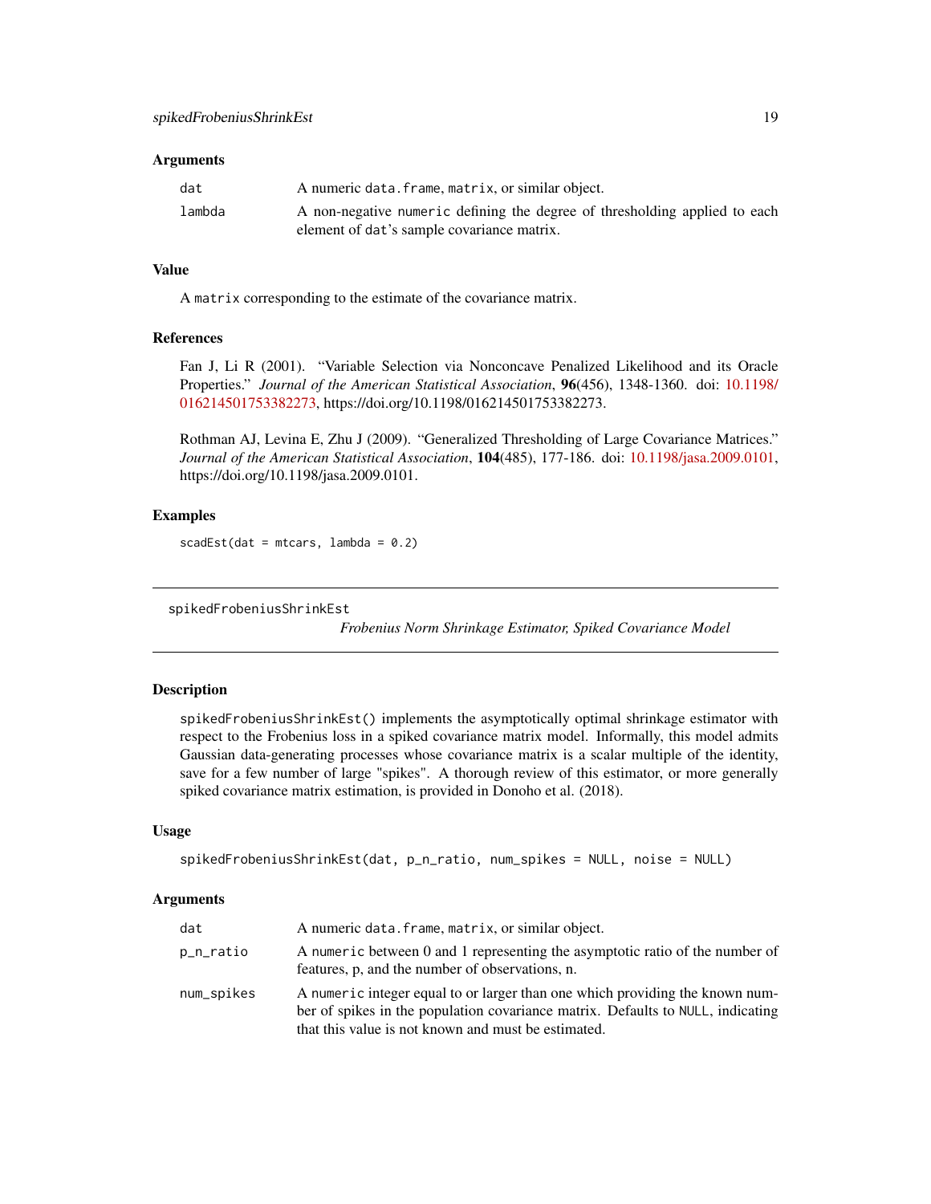### Arguments

| | |
|---|---|
| dat | A numeric data.frame, matrix, or similar object. |
| lambda | A non-negative numeric defining the degree of thresholding applied to each element of dat's sample covariance matrix. |

### Value

A matrix corresponding to the estimate of the covariance matrix.

### References

Fan J, Li R (2001). "Variable Selection via Nonconcave Penalized Likelihood and its Oracle Properties." *Journal of the American Statistical Association*, **96**(456), 1348-1360. doi: 10.1198/016214501753382273, https://doi.org/10.1198/016214501753382273.

Rothman AJ, Levina E, Zhu J (2009). "Generalized Thresholding of Large Covariance Matrices." *Journal of the American Statistical Association*, **104**(485), 177-186. doi: 10.1198/jasa.2009.0101, https://doi.org/10.1198/jasa.2009.0101.

### Examples

```
scadEst(dat = mtcars, lambda = 0.2)
```

---

## spikedFrobeniusShrinkEst

*Frobenius Norm Shrinkage Estimator, Spiked Covariance Model*

### Description

spikedFrobeniusShrinkEst() implements the asymptotically optimal shrinkage estimator with respect to the Frobenius loss in a spiked covariance matrix model. Informally, this model admits Gaussian data-generating processes whose covariance matrix is a scalar multiple of the identity, save for a few number of large "spikes". A thorough review of this estimator, or more generally spiked covariance matrix estimation, is provided in Donoho et al. (2018).

### Usage

```
spikedFrobeniusShrinkEst(dat, p_n_ratio, num_spikes = NULL, noise = NULL)
```

### Arguments

| | |
|---|---|
| dat | A numeric data.frame, matrix, or similar object. |
| p_n_ratio | A numeric between 0 and 1 representing the asymptotic ratio of the number of features, p, and the number of observations, n. |
| num_spikes | A numeric integer equal to or larger than one which providing the known number of spikes in the population covariance matrix. Defaults to NULL, indicating that this value is not known and must be estimated. |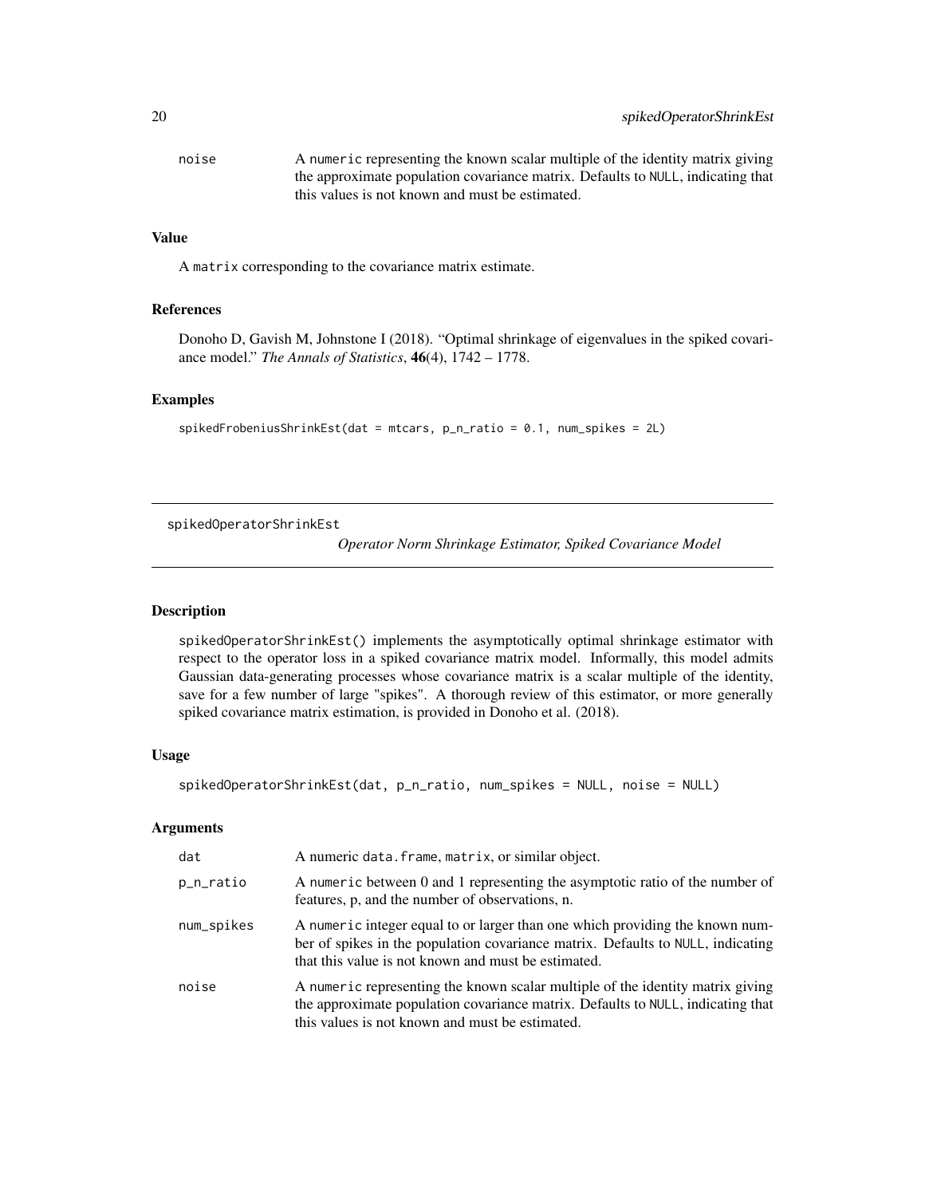noise — A numeric representing the known scalar multiple of the identity matrix giving the approximate population covariance matrix. Defaults to NULL, indicating that this values is not known and must be estimated.

### Value

A matrix corresponding to the covariance matrix estimate.

### References

Donoho D, Gavish M, Johnstone I (2018). "Optimal shrinkage of eigenvalues in the spiked covariance model." *The Annals of Statistics*, **46**(4), 1742 – 1778.

### Examples

```
spikedFrobeniusShrinkEst(dat = mtcars, p_n_ratio = 0.1, num_spikes = 2L)
```

---

## spikedOperatorShrinkEst — *Operator Norm Shrinkage Estimator, Spiked Covariance Model*

---

### Description

spikedOperatorShrinkEst() implements the asymptotically optimal shrinkage estimator with respect to the operator loss in a spiked covariance matrix model. Informally, this model admits Gaussian data-generating processes whose covariance matrix is a scalar multiple of the identity, save for a few number of large "spikes". A thorough review of this estimator, or more generally spiked covariance matrix estimation, is provided in Donoho et al. (2018).

### Usage

```
spikedOperatorShrinkEst(dat, p_n_ratio, num_spikes = NULL, noise = NULL)
```

### Arguments

| | |
|---|---|
| dat | A numeric data.frame, matrix, or similar object. |
| p_n_ratio | A numeric between 0 and 1 representing the asymptotic ratio of the number of features, p, and the number of observations, n. |
| num_spikes | A numeric integer equal to or larger than one which providing the known number of spikes in the population covariance matrix. Defaults to NULL, indicating that this value is not known and must be estimated. |
| noise | A numeric representing the known scalar multiple of the identity matrix giving the approximate population covariance matrix. Defaults to NULL, indicating that this values is not known and must be estimated. |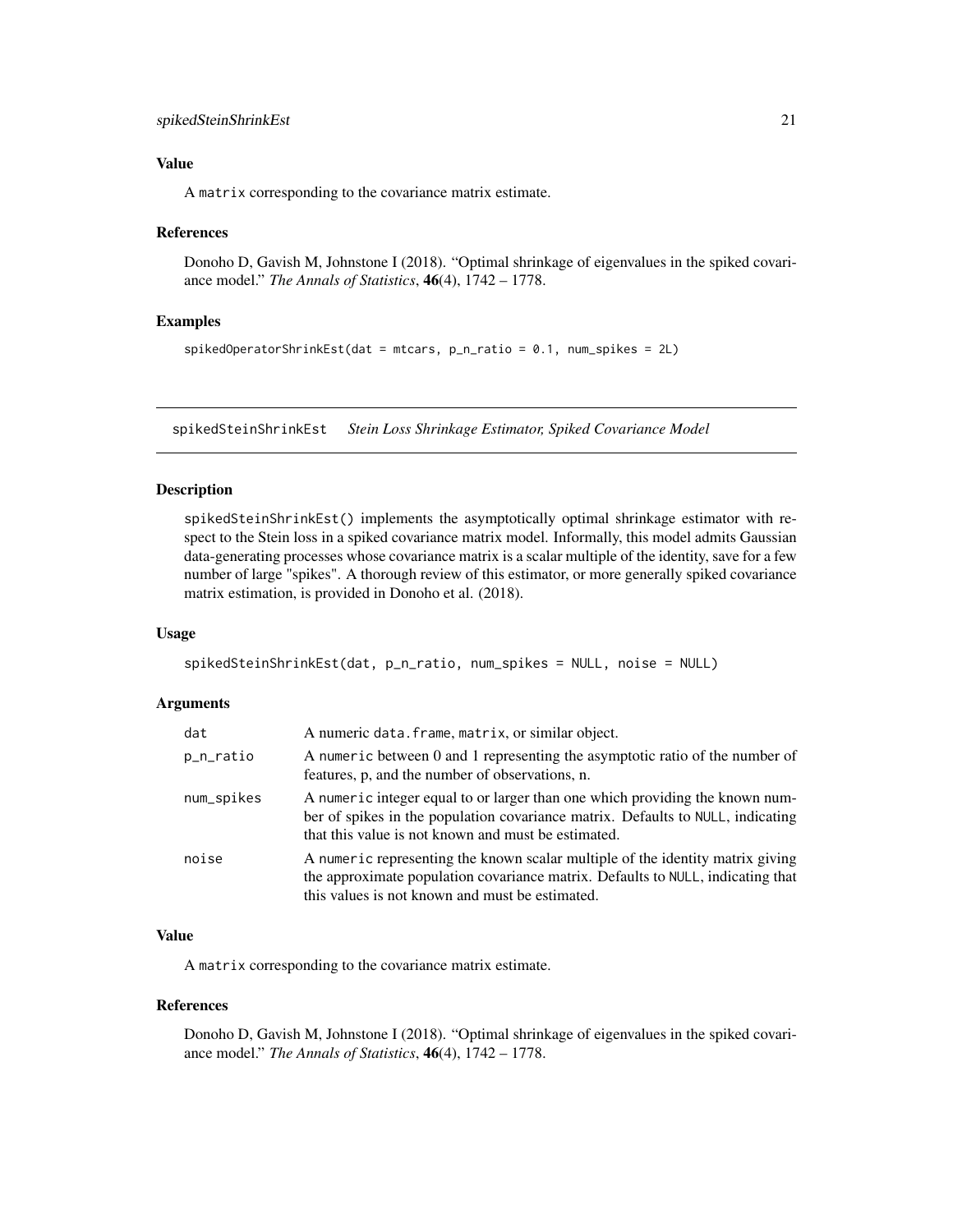### Value

A `matrix` corresponding to the covariance matrix estimate.

### References

Donoho D, Gavish M, Johnstone I (2018). "Optimal shrinkage of eigenvalues in the spiked covariance model." *The Annals of Statistics*, **46**(4), 1742 – 1778.

### Examples

```
spikedOperatorShrinkEst(dat = mtcars, p_n_ratio = 0.1, num_spikes = 2L)
```

---

## spikedSteinShrinkEst *Stein Loss Shrinkage Estimator, Spiked Covariance Model*

### Description

`spikedSteinShrinkEst()` implements the asymptotically optimal shrinkage estimator with respect to the Stein loss in a spiked covariance matrix model. Informally, this model admits Gaussian data-generating processes whose covariance matrix is a scalar multiple of the identity, save for a few number of large "spikes". A thorough review of this estimator, or more generally spiked covariance matrix estimation, is provided in Donoho et al. (2018).

### Usage

```
spikedSteinShrinkEst(dat, p_n_ratio, num_spikes = NULL, noise = NULL)
```

### Arguments

| | |
|---|---|
| dat | A numeric `data.frame`, `matrix`, or similar object. |
| p_n_ratio | A `numeric` between 0 and 1 representing the asymptotic ratio of the number of features, p, and the number of observations, n. |
| num_spikes | A `numeric` integer equal to or larger than one which providing the known number of spikes in the population covariance matrix. Defaults to `NULL`, indicating that this value is not known and must be estimated. |
| noise | A `numeric` representing the known scalar multiple of the identity matrix giving the approximate population covariance matrix. Defaults to `NULL`, indicating that this values is not known and must be estimated. |

### Value

A `matrix` corresponding to the covariance matrix estimate.

### References

Donoho D, Gavish M, Johnstone I (2018). "Optimal shrinkage of eigenvalues in the spiked covariance model." *The Annals of Statistics*, **46**(4), 1742 – 1778.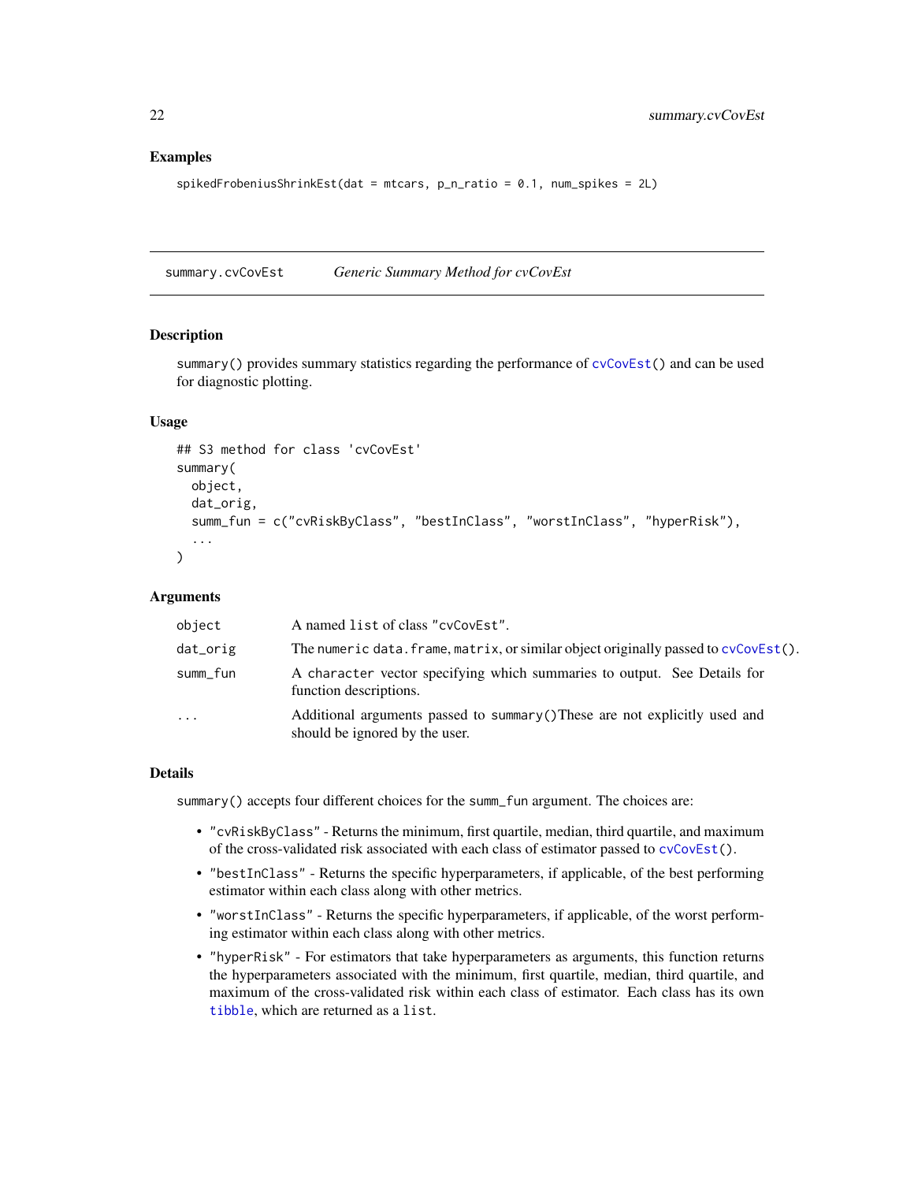## Examples

```
spikedFrobeniusShrinkEst(dat = mtcars, p_n_ratio = 0.1, num_spikes = 2L)
```

---

summary.cvCovEst *Generic Summary Method for cvCovEst*

---

### Description

summary() provides summary statistics regarding the performance of cvCovEst() and can be used for diagnostic plotting.

### Usage

```
## S3 method for class 'cvCovEst'
summary(
  object,
  dat_orig,
  summ_fun = c("cvRiskByClass", "bestInClass", "worstInClass", "hyperRisk"),
  ...
)
```

### Arguments

| | |
|---|---|
| object | A named list of class "cvCovEst". |
| dat_orig | The numeric data.frame, matrix, or similar object originally passed to cvCovEst(). |
| summ_fun | A character vector specifying which summaries to output. See Details for function descriptions. |
| ... | Additional arguments passed to summary()These are not explicitly used and should be ignored by the user. |

### Details

summary() accepts four different choices for the summ_fun argument. The choices are:

- "cvRiskByClass" - Returns the minimum, first quartile, median, third quartile, and maximum of the cross-validated risk associated with each class of estimator passed to cvCovEst().
- "bestInClass" - Returns the specific hyperparameters, if applicable, of the best performing estimator within each class along with other metrics.
- "worstInClass" - Returns the specific hyperparameters, if applicable, of the worst performing estimator within each class along with other metrics.
- "hyperRisk" - For estimators that take hyperparameters as arguments, this function returns the hyperparameters associated with the minimum, first quartile, median, third quartile, and maximum of the cross-validated risk within each class of estimator. Each class has its own tibble, which are returned as a list.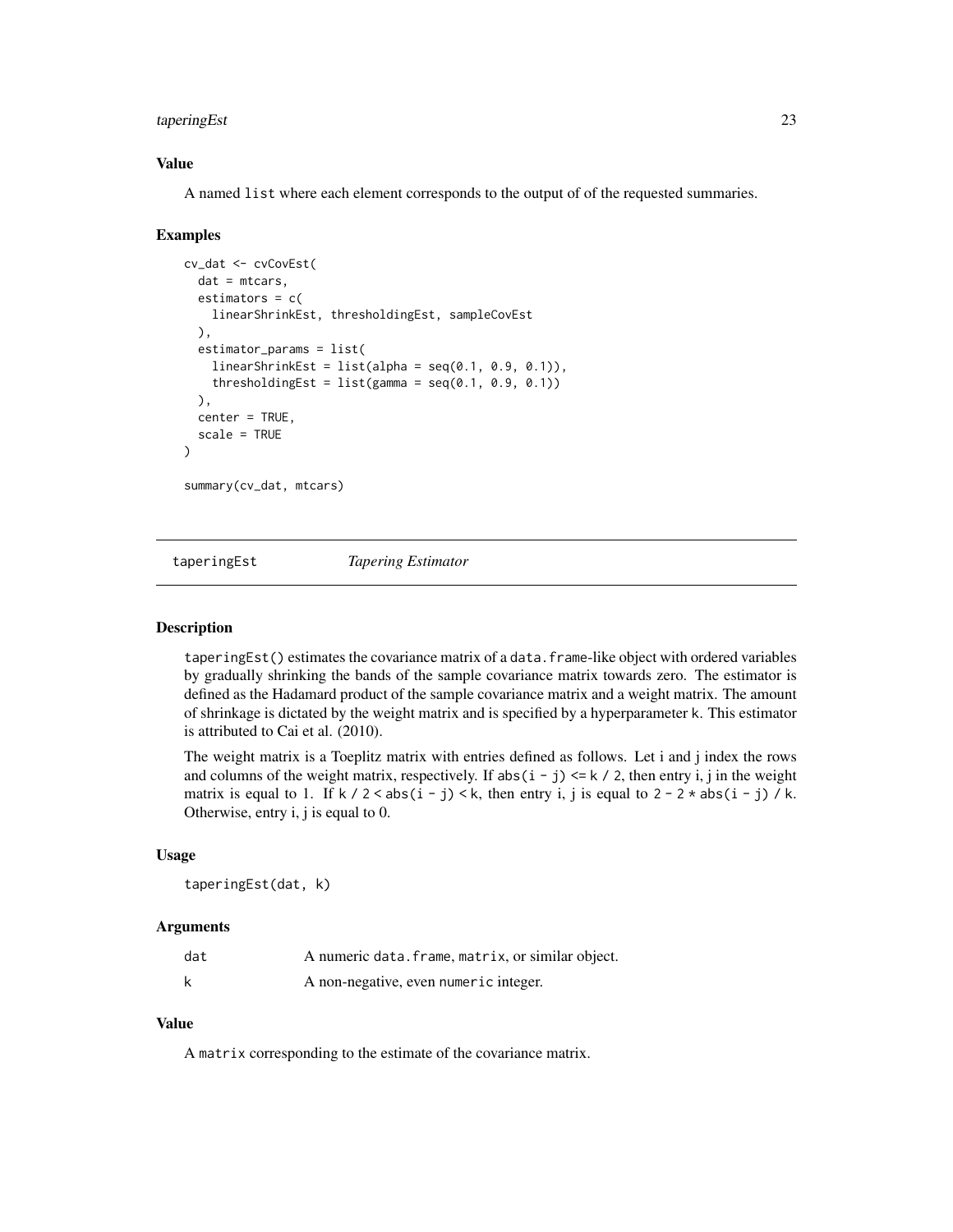### Value

A named list where each element corresponds to the output of of the requested summaries.

### Examples

```
cv_dat <- cvCovEst(
  dat = mtcars,
  estimators = c(
    linearShrinkEst, thresholdingEst, sampleCovEst
  ),
  estimator_params = list(
    linearShrinkEst = list(alpha = seq(0.1, 0.9, 0.1)),
    thresholdingEst = list(gamma = seq(0.1, 0.9, 0.1))
  ),
  center = TRUE,
  scale = TRUE
)

summary(cv_dat, mtcars)
```

---

## taperingEst — *Tapering Estimator*

### Description

taperingEst() estimates the covariance matrix of a data.frame-like object with ordered variables by gradually shrinking the bands of the sample covariance matrix towards zero. The estimator is defined as the Hadamard product of the sample covariance matrix and a weight matrix. The amount of shrinkage is dictated by the weight matrix and is specified by a hyperparameter k. This estimator is attributed to Cai et al. (2010).

The weight matrix is a Toeplitz matrix with entries defined as follows. Let i and j index the rows and columns of the weight matrix, respectively. If abs(i - j) <= k / 2, then entry i, j in the weight matrix is equal to 1. If k / 2 < abs(i - j) < k, then entry i, j is equal to 2 - 2 * abs(i - j) / k. Otherwise, entry i, j is equal to 0.

### Usage

```
taperingEst(dat, k)
```

### Arguments

| | |
|---|---|
| dat | A numeric data.frame, matrix, or similar object. |
| k | A non-negative, even numeric integer. |

### Value

A matrix corresponding to the estimate of the covariance matrix.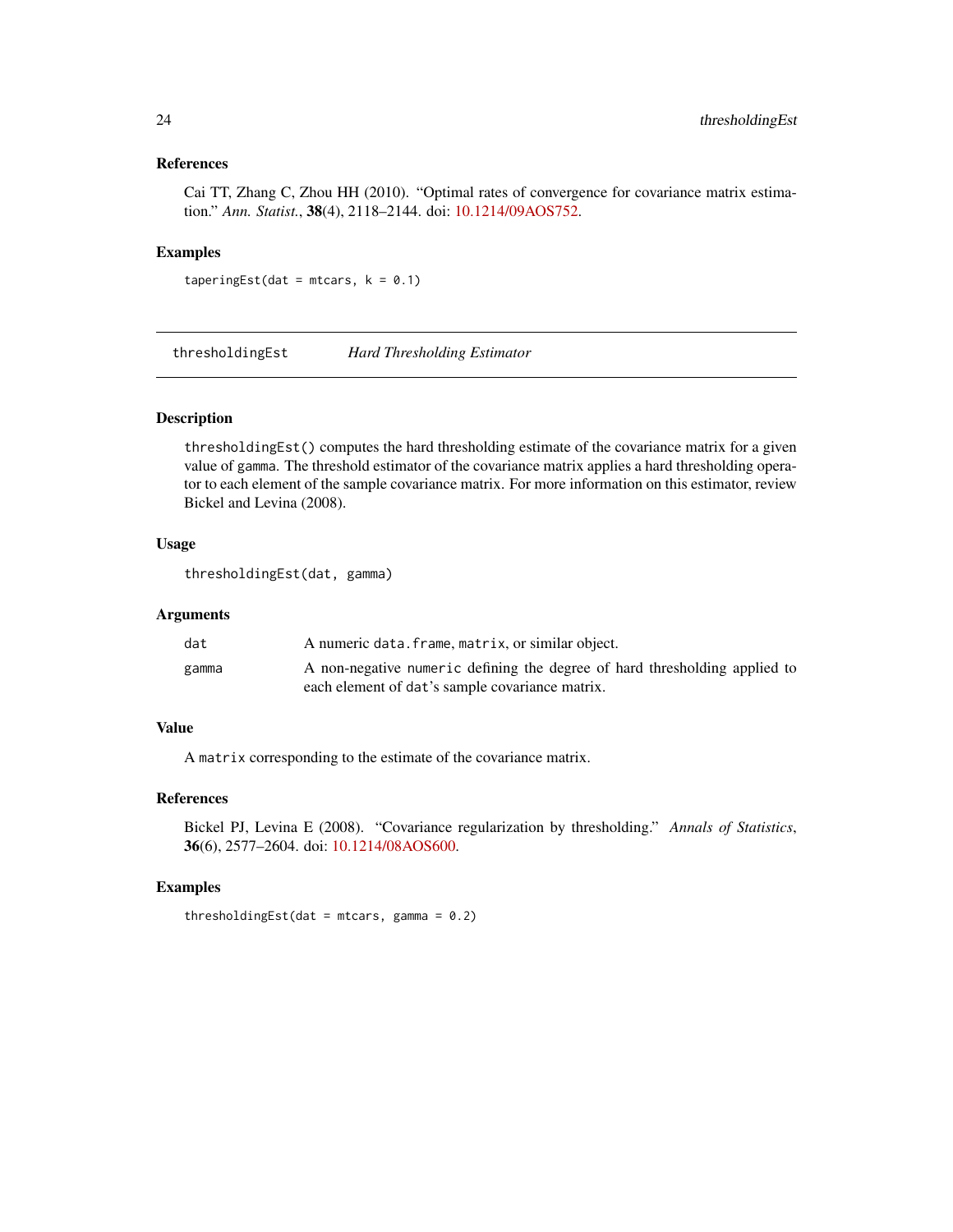### References

Cai TT, Zhang C, Zhou HH (2010). "Optimal rates of convergence for covariance matrix estimation." *Ann. Statist.*, **38**(4), 2118–2144. doi: 10.1214/09AOS752.

### Examples

```
taperingEst(dat = mtcars, k = 0.1)
```

---

## thresholdingEst — *Hard Thresholding Estimator*

---

### Description

`thresholdingEst()` computes the hard thresholding estimate of the covariance matrix for a given value of `gamma`. The threshold estimator of the covariance matrix applies a hard threshold operator to each element of the sample covariance matrix. For more information on this estimator, review Bickel and Levina (2008).

### Usage

```
thresholdingEst(dat, gamma)
```

### Arguments

| | |
|---|---|
| `dat` | A numeric `data.frame`, `matrix`, or similar object. |
| `gamma` | A non-negative `numeric` defining the degree of hard thresholding applied to each element of `dat`'s sample covariance matrix. |

### Value

A `matrix` corresponding to the estimate of the covariance matrix.

### References

Bickel PJ, Levina E (2008). "Covariance regularization by thresholding." *Annals of Statistics*, **36**(6), 2577–2604. doi: 10.1214/08AOS600.

### Examples

```
thresholdingEst(dat = mtcars, gamma = 0.2)
```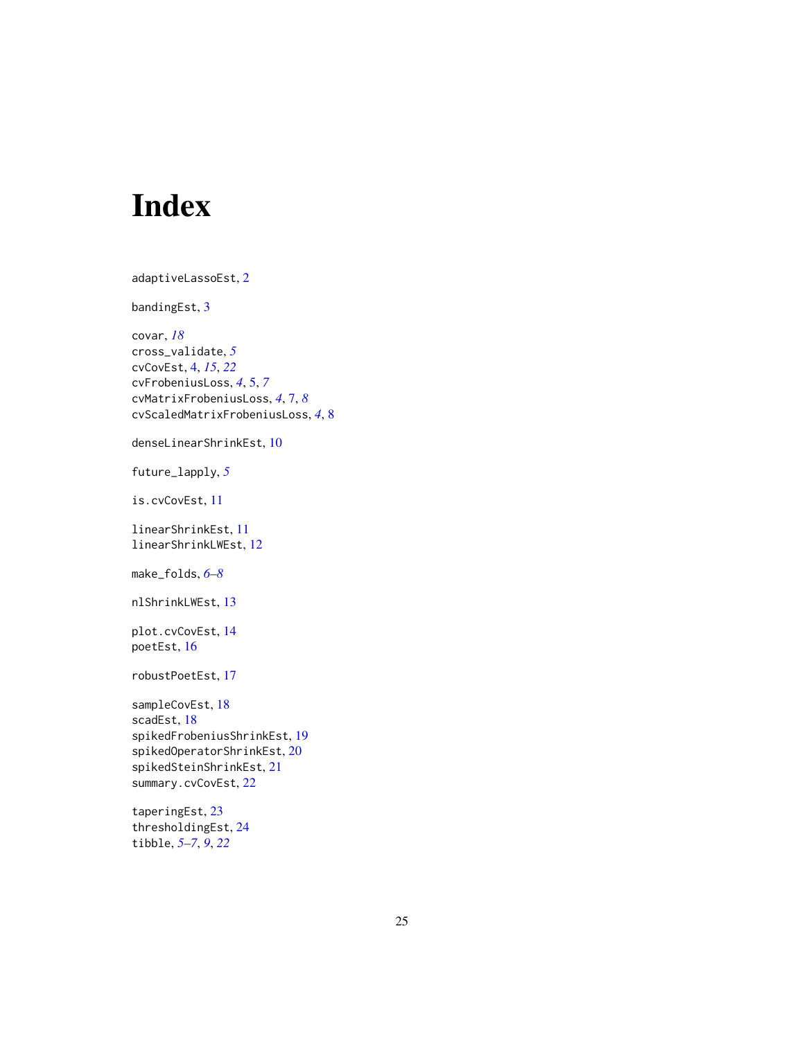# Index

adaptiveLassoEst, 2

bandingEst, 3

covar, *18*
cross_validate, *5*
cvCovEst, 4, *15*, *22*
cvFrobeniusLoss, *4*, 5, *7*
cvMatrixFrobeniusLoss, *4*, 7, *8*
cvScaledMatrixFrobeniusLoss, *4*, 8

denseLinearShrinkEst, 10

future_lapply, *5*

is.cvCovEst, 11

linearShrinkEst, 11
linearShrinkLWEst, 12

make_folds, *6–8*

nlShrinkLWEst, 13

plot.cvCovEst, 14
poetEst, 16

robustPoetEst, 17

sampleCovEst, 18
scadEst, 18
spikedFrobeniusShrinkEst, 19
spikedOperatorShrinkEst, 20
spikedSteinShrinkEst, 21
summary.cvCovEst, 22

taperingEst, 23
thresholdingEst, 24
tibble, *5–7*, *9*, *22*